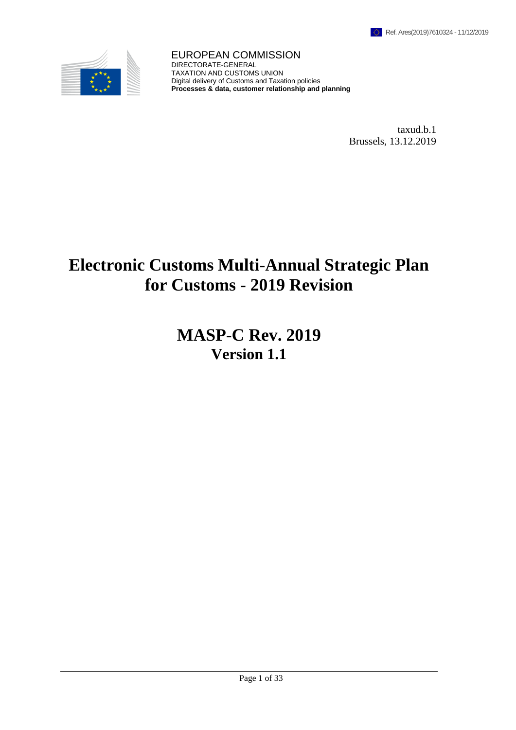Ref. Ares(2019)7610324 - 11/12/2019

EUROPEAN COMMISSION
DIRECTORATE-GENERAL
TAXATION AND CUSTOMS UNION
Digital delivery of Customs and Taxation policies
**Processes & data, customer relationship and planning**

taxud.b.1
Brussels, 13.12.2019

# Electronic Customs Multi-Annual Strategic Plan for Customs - 2019 Revision

# MASP-C Rev. 2019
## Version 1.1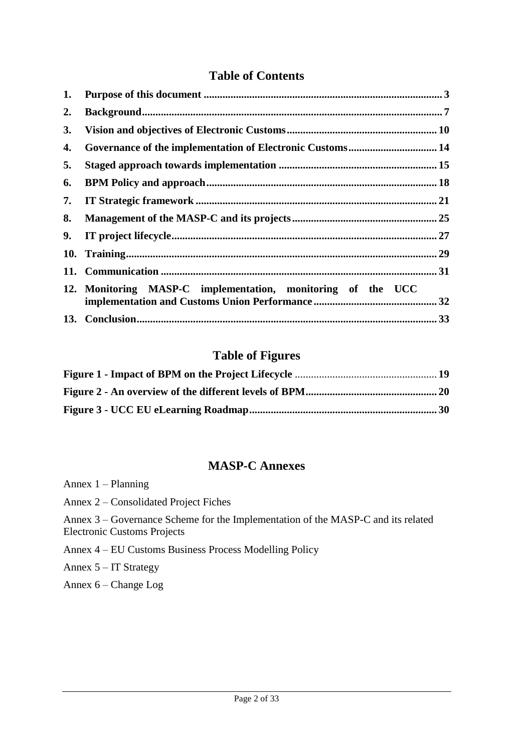## Table of Contents

1. **Purpose of this document** ..... 3
2. **Background** ..... 7
3. **Vision and objectives of Electronic Customs** ..... 10
4. **Governance of the implementation of Electronic Customs** ..... 14
5. **Staged approach towards implementation** ..... 15
6. **BPM Policy and approach** ..... 18
7. **IT Strategic framework** ..... 21
8. **Management of the MASP-C and its projects** ..... 25
9. **IT project lifecycle** ..... 27
10. **Training** ..... 29
11. **Communication** ..... 31
12. **Monitoring MASP-C implementation, monitoring of the UCC implementation and Customs Union Performance** ..... 32
13. **Conclusion** ..... 33

## Table of Figures

**Figure 1 - Impact of BPM on the Project Lifecycle** ..... 19

**Figure 2 - An overview of the different levels of BPM** ..... 20

**Figure 3 - UCC EU eLearning Roadmap** ..... 30

## MASP-C Annexes

Annex 1 – Planning

Annex 2 – Consolidated Project Fiches

Annex 3 – Governance Scheme for the Implementation of the MASP-C and its related Electronic Customs Projects

Annex 4 – EU Customs Business Process Modelling Policy

Annex 5 – IT Strategy

Annex 6 – Change Log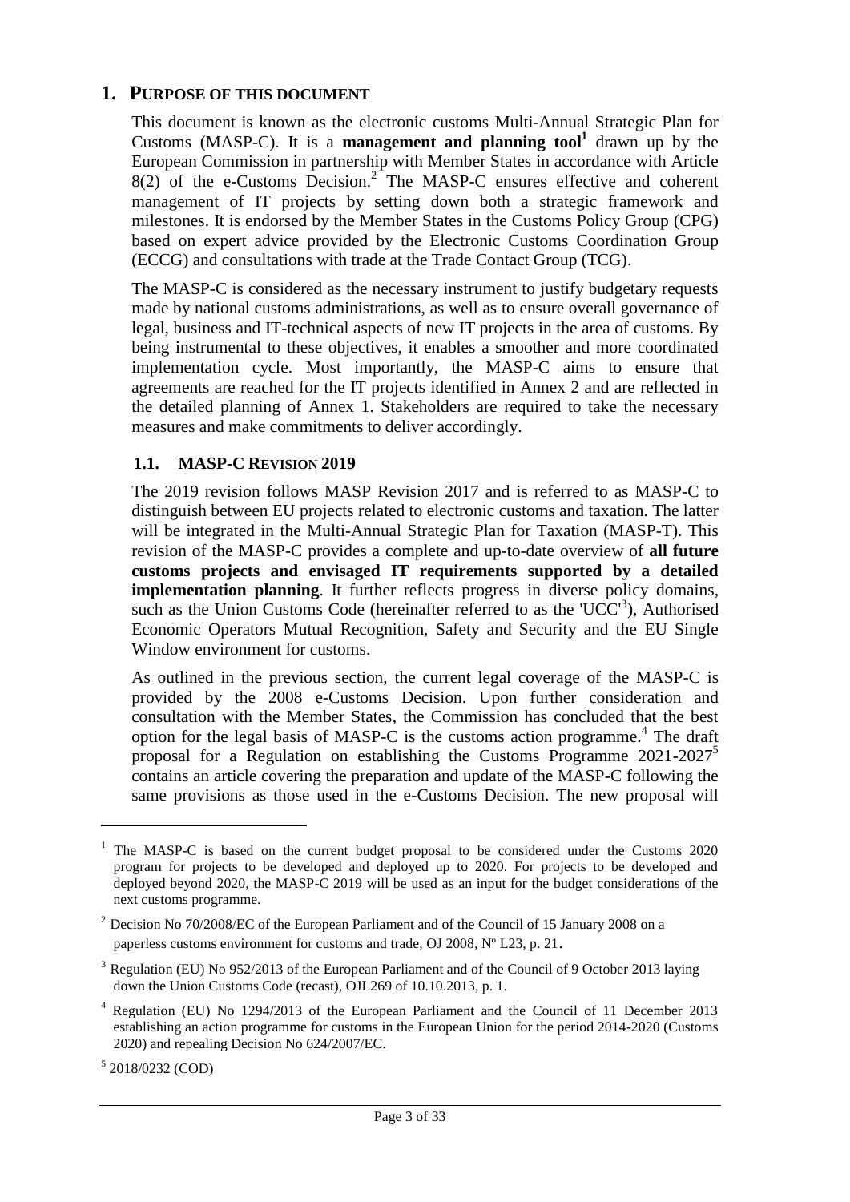# 1. PURPOSE OF THIS DOCUMENT

This document is known as the electronic customs Multi-Annual Strategic Plan for Customs (MASP-C). It is a **management and planning tool**[1] drawn up by the European Commission in partnership with Member States in accordance with Article 8(2) of the e-Customs Decision.[2] The MASP-C ensures effective and coherent management of IT projects by setting down both a strategic framework and milestones. It is endorsed by the Member States in the Customs Policy Group (CPG) based on expert advice provided by the Electronic Customs Coordination Group (ECCG) and consultations with trade at the Trade Contact Group (TCG).

The MASP-C is considered as the necessary instrument to justify budgetary requests made by national customs administrations, as well as to ensure overall governance of legal, business and IT-technical aspects of new IT projects in the area of customs. By being instrumental to these objectives, it enables a smoother and more coordinated implementation cycle. Most importantly, the MASP-C aims to ensure that agreements are reached for the IT projects identified in Annex 2 and are reflected in the detailed planning of Annex 1. Stakeholders are required to take the necessary measures and make commitments to deliver accordingly.

## 1.1. MASP-C REVISION 2019

The 2019 revision follows MASP Revision 2017 and is referred to as MASP-C to distinguish between EU projects related to electronic customs and taxation. The latter will be integrated in the Multi-Annual Strategic Plan for Taxation (MASP-T). This revision of the MASP-C provides a complete and up-to-date overview of **all future customs projects and envisaged IT requirements supported by a detailed implementation planning**. It further reflects progress in diverse policy domains, such as the Union Customs Code (hereinafter referred to as the 'UCC'[3]), Authorised Economic Operators Mutual Recognition, Safety and Security and the EU Single Window environment for customs.

As outlined in the previous section, the current legal coverage of the MASP-C is provided by the 2008 e-Customs Decision. Upon further consideration and consultation with the Member States, the Commission has concluded that the best option for the legal basis of MASP-C is the customs action programme.[4] The draft proposal for a Regulation on establishing the Customs Programme 2021-2027[5] contains an article covering the preparation and update of the MASP-C following the same provisions as those used in the e-Customs Decision. The new proposal will

---

[1] The MASP-C is based on the current budget proposal to be considered under the Customs 2020 program for projects to be developed and deployed up to 2020. For projects to be developed and deployed beyond 2020, the MASP-C 2019 will be used as an input for the budget considerations of the next customs programme.

[2] Decision No 70/2008/EC of the European Parliament and of the Council of 15 January 2008 on a paperless customs environment for customs and trade, OJ 2008, Nº L23, p. 21.

[3] Regulation (EU) No 952/2013 of the European Parliament and of the Council of 9 October 2013 laying down the Union Customs Code (recast), OJL269 of 10.10.2013, p. 1.

[4] Regulation (EU) No 1294/2013 of the European Parliament and the Council of 11 December 2013 establishing an action programme for customs in the European Union for the period 2014-2020 (Customs 2020) and repealing Decision No 624/2007/EC.

[5] 2018/0232 (COD)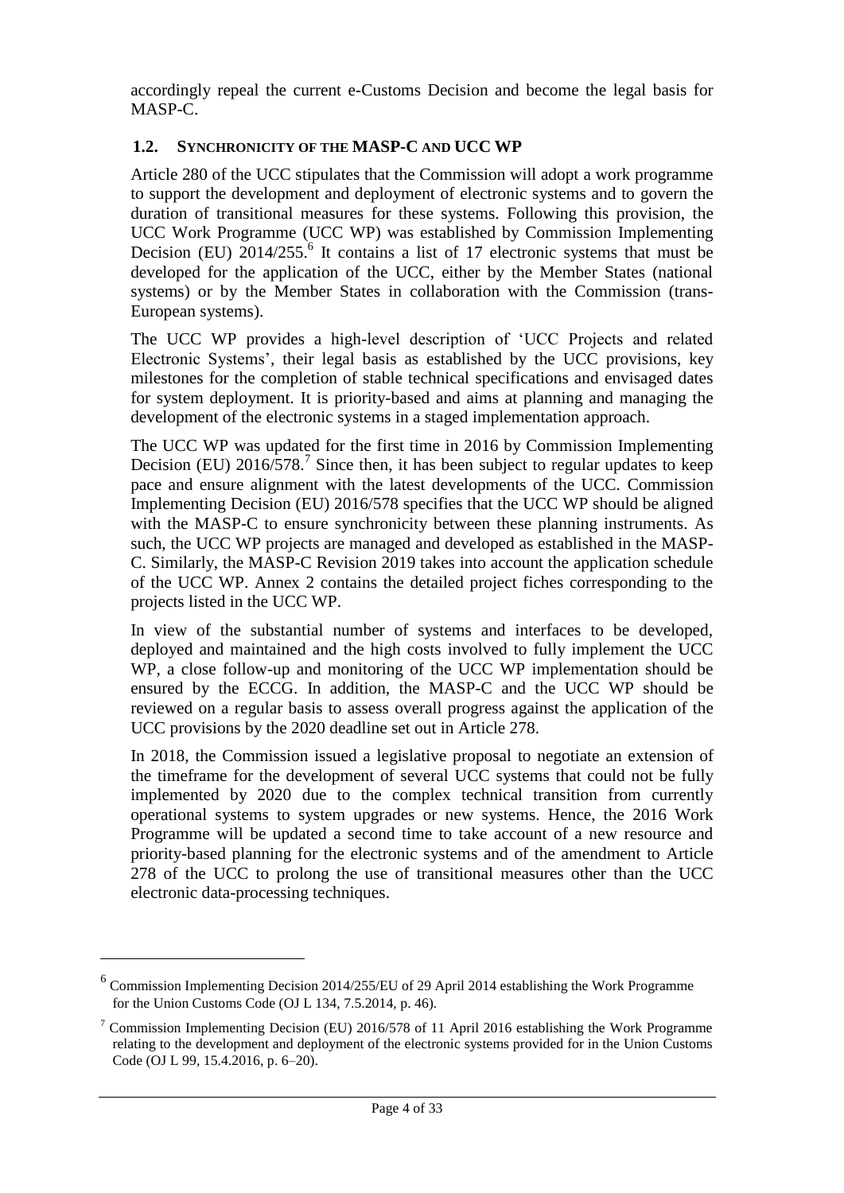accordingly repeal the current e-Customs Decision and become the legal basis for MASP-C.

## 1.2. SYNCHRONICITY OF THE MASP-C AND UCC WP

Article 280 of the UCC stipulates that the Commission will adopt a work programme to support the development and deployment of electronic systems and to govern the duration of transitional measures for these systems. Following this provision, the UCC Work Programme (UCC WP) was established by Commission Implementing Decision (EU) 2014/255.[6] It contains a list of 17 electronic systems that must be developed for the application of the UCC, either by the Member States (national systems) or by the Member States in collaboration with the Commission (trans-European systems).

The UCC WP provides a high-level description of 'UCC Projects and related Electronic Systems', their legal basis as established by the UCC provisions, key milestones for the completion of stable technical specifications and envisaged dates for system deployment. It is priority-based and aims at planning and managing the development of the electronic systems in a staged implementation approach.

The UCC WP was updated for the first time in 2016 by Commission Implementing Decision (EU) 2016/578.[7] Since then, it has been subject to regular updates to keep pace and ensure alignment with the latest developments of the UCC. Commission Implementing Decision (EU) 2016/578 specifies that the UCC WP should be aligned with the MASP-C to ensure synchronicity between these planning instruments. As such, the UCC WP projects are managed and developed as established in the MASP-C. Similarly, the MASP-C Revision 2019 takes into account the application schedule of the UCC WP. Annex 2 contains the detailed project fiches corresponding to the projects listed in the UCC WP.

In view of the substantial number of systems and interfaces to be developed, deployed and maintained and the high costs involved to fully implement the UCC WP, a close follow-up and monitoring of the UCC WP implementation should be ensured by the ECCG. In addition, the MASP-C and the UCC WP should be reviewed on a regular basis to assess overall progress against the application of the UCC provisions by the 2020 deadline set out in Article 278.

In 2018, the Commission issued a legislative proposal to negotiate an extension of the timeframe for the development of several UCC systems that could not be fully implemented by 2020 due to the complex technical transition from currently operational systems to system upgrades or new systems. Hence, the 2016 Work Programme will be updated a second time to take account of a new resource and priority-based planning for the electronic systems and of the amendment to Article 278 of the UCC to prolong the use of transitional measures other than the UCC electronic data-processing techniques.

---

[6] Commission Implementing Decision 2014/255/EU of 29 April 2014 establishing the Work Programme for the Union Customs Code (OJ L 134, 7.5.2014, p. 46).

[7] Commission Implementing Decision (EU) 2016/578 of 11 April 2016 establishing the Work Programme relating to the development and deployment of the electronic systems provided for in the Union Customs Code (OJ L 99, 15.4.2016, p. 6–20).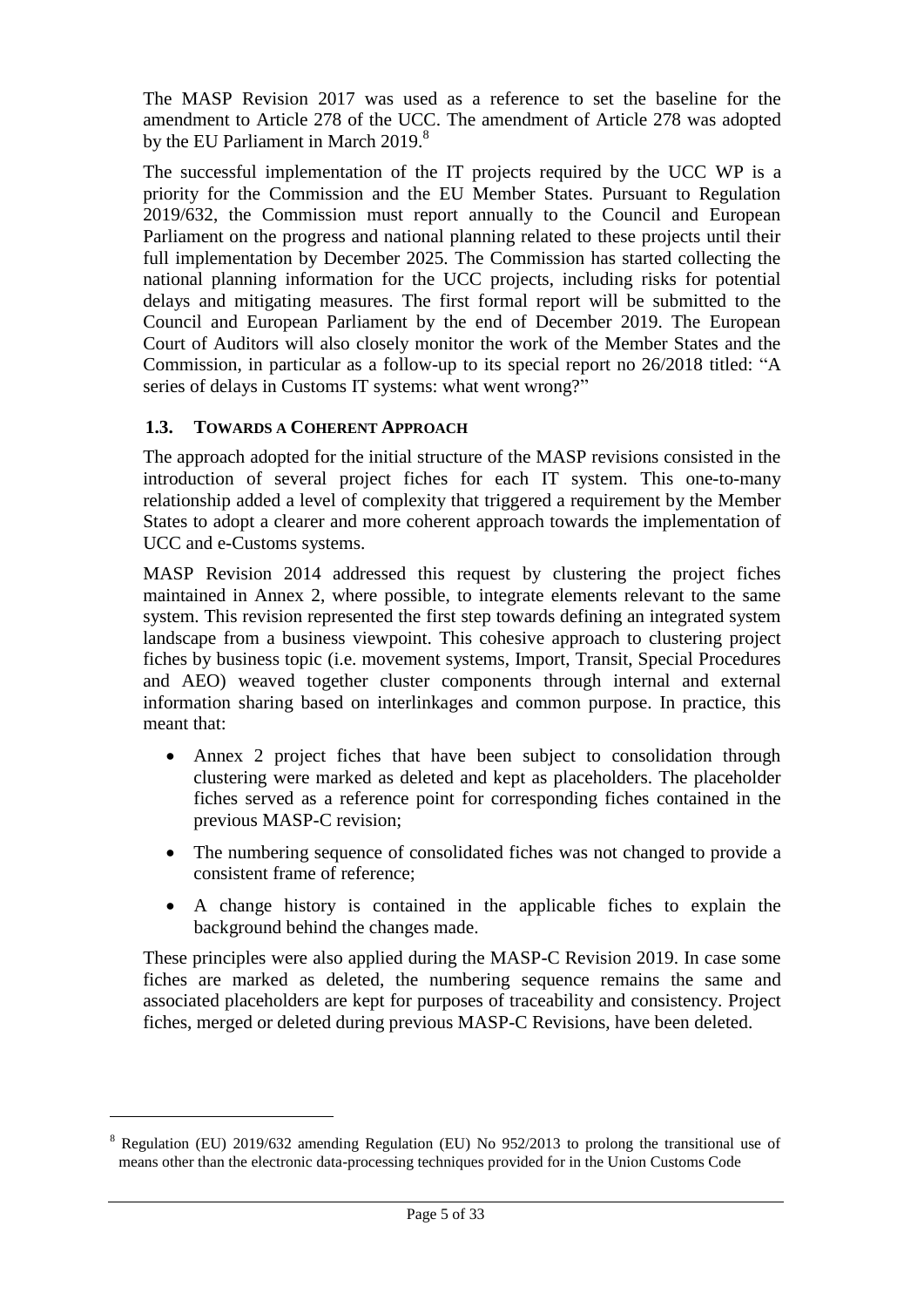The MASP Revision 2017 was used as a reference to set the baseline for the amendment to Article 278 of the UCC. The amendment of Article 278 was adopted by the EU Parliament in March 2019.[8]

The successful implementation of the IT projects required by the UCC WP is a priority for the Commission and the EU Member States. Pursuant to Regulation 2019/632, the Commission must report annually to the Council and European Parliament on the progress and national planning related to these projects until their full implementation by December 2025. The Commission has started collecting the national planning information for the UCC projects, including risks for potential delays and mitigating measures. The first formal report will be submitted to the Council and European Parliament by the end of December 2019. The European Court of Auditors will also closely monitor the work of the Member States and the Commission, in particular as a follow-up to its special report no 26/2018 titled: "A series of delays in Customs IT systems: what went wrong?"

## 1.3. TOWARDS A COHERENT APPROACH

The approach adopted for the initial structure of the MASP revisions consisted in the introduction of several project fiches for each IT system. This one-to-many relationship added a level of complexity that triggered a requirement by the Member States to adopt a clearer and more coherent approach towards the implementation of UCC and e-Customs systems.

MASP Revision 2014 addressed this request by clustering the project fiches maintained in Annex 2, where possible, to integrate elements relevant to the same system. This revision represented the first step towards defining an integrated system landscape from a business viewpoint. This cohesive approach to clustering project fiches by business topic (i.e. movement systems, Import, Transit, Special Procedures and AEO) weaved together cluster components through internal and external information sharing based on interlinkages and common purpose. In practice, this meant that:

- Annex 2 project fiches that have been subject to consolidation through clustering were marked as deleted and kept as placeholders. The placeholder fiches served as a reference point for corresponding fiches contained in the previous MASP-C revision;
- The numbering sequence of consolidated fiches was not changed to provide a consistent frame of reference;
- A change history is contained in the applicable fiches to explain the background behind the changes made.

These principles were also applied during the MASP-C Revision 2019. In case some fiches are marked as deleted, the numbering sequence remains the same and associated placeholders are kept for purposes of traceability and consistency. Project fiches, merged or deleted during previous MASP-C Revisions, have been deleted.

---

[8] Regulation (EU) 2019/632 amending Regulation (EU) No 952/2013 to prolong the transitional use of means other than the electronic data-processing techniques provided for in the Union Customs Code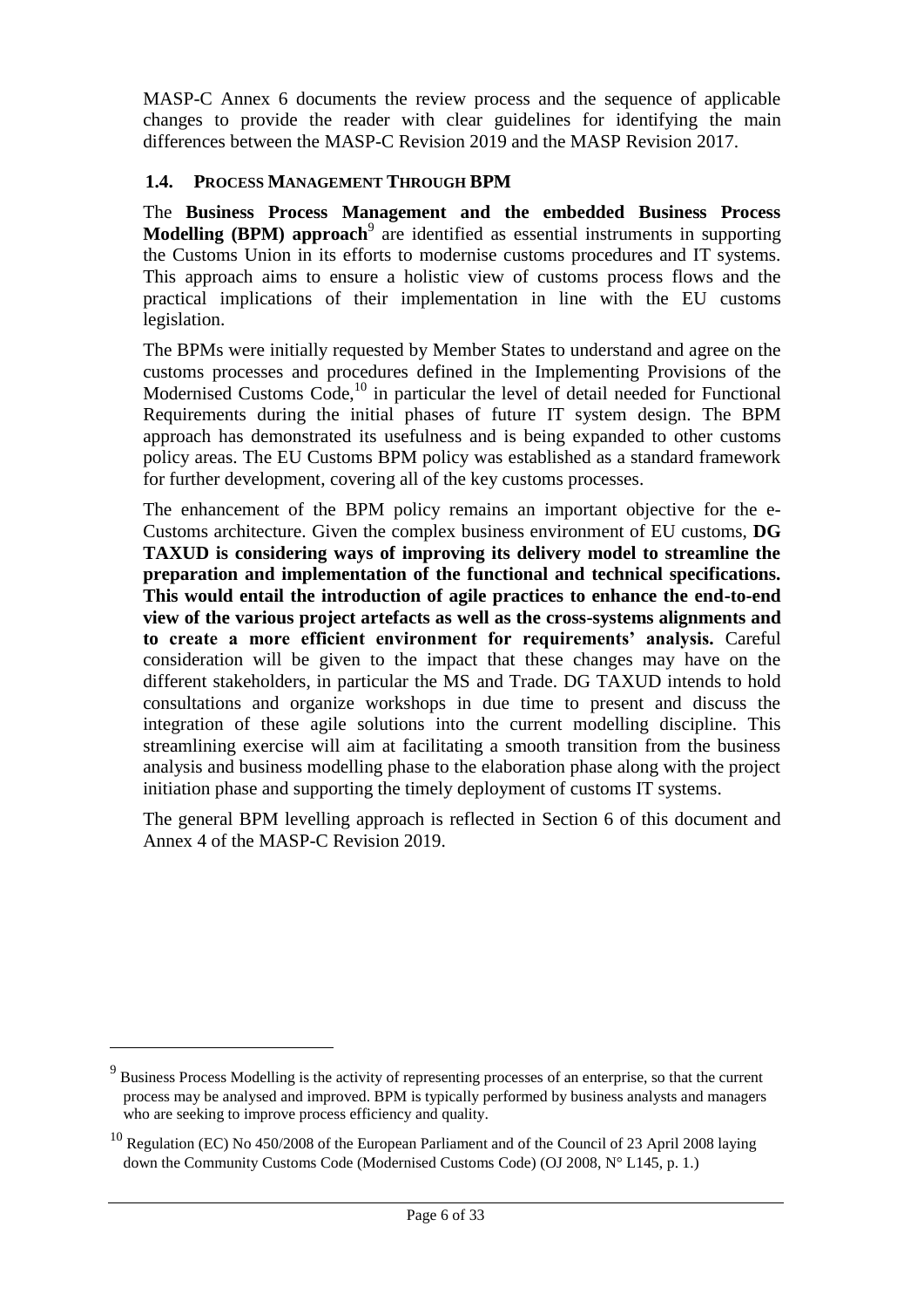MASP-C Annex 6 documents the review process and the sequence of applicable changes to provide the reader with clear guidelines for identifying the main differences between the MASP-C Revision 2019 and the MASP Revision 2017.

### 1.4. PROCESS MANAGEMENT THROUGH BPM

The **Business Process Management and the embedded Business Process Modelling (BPM) approach**[9] are identified as essential instruments in supporting the Customs Union in its efforts to modernise customs procedures and IT systems. This approach aims to ensure a holistic view of customs process flows and the practical implications of their implementation in line with the EU customs legislation.

The BPMs were initially requested by Member States to understand and agree on the customs processes and procedures defined in the Implementing Provisions of the Modernised Customs Code,[10] in particular the level of detail needed for Functional Requirements during the initial phases of future IT system design. The BPM approach has demonstrated its usefulness and is being expanded to other customs policy areas. The EU Customs BPM policy was established as a standard framework for further development, covering all of the key customs processes.

The enhancement of the BPM policy remains an important objective for the e-Customs architecture. Given the complex business environment of EU customs, **DG TAXUD is considering ways of improving its delivery model to streamline the preparation and implementation of the functional and technical specifications. This would entail the introduction of agile practices to enhance the end-to-end view of the various project artefacts as well as the cross-systems alignments and to create a more efficient environment for requirements' analysis.** Careful consideration will be given to the impact that these changes may have on the different stakeholders, in particular the MS and Trade. DG TAXUD intends to hold consultations and organize workshops in due time to present and discuss the integration of these agile solutions into the current modelling discipline. This streamlining exercise will aim at facilitating a smooth transition from the business analysis and business modelling phase to the elaboration phase along with the project initiation phase and supporting the timely deployment of customs IT systems.

The general BPM levelling approach is reflected in Section 6 of this document and Annex 4 of the MASP-C Revision 2019.

---

[9] Business Process Modelling is the activity of representing processes of an enterprise, so that the current process may be analysed and improved. BPM is typically performed by business analysts and managers who are seeking to improve process efficiency and quality.

[10] Regulation (EC) No 450/2008 of the European Parliament and of the Council of 23 April 2008 laying down the Community Customs Code (Modernised Customs Code) (OJ 2008, N° L145, p. 1.)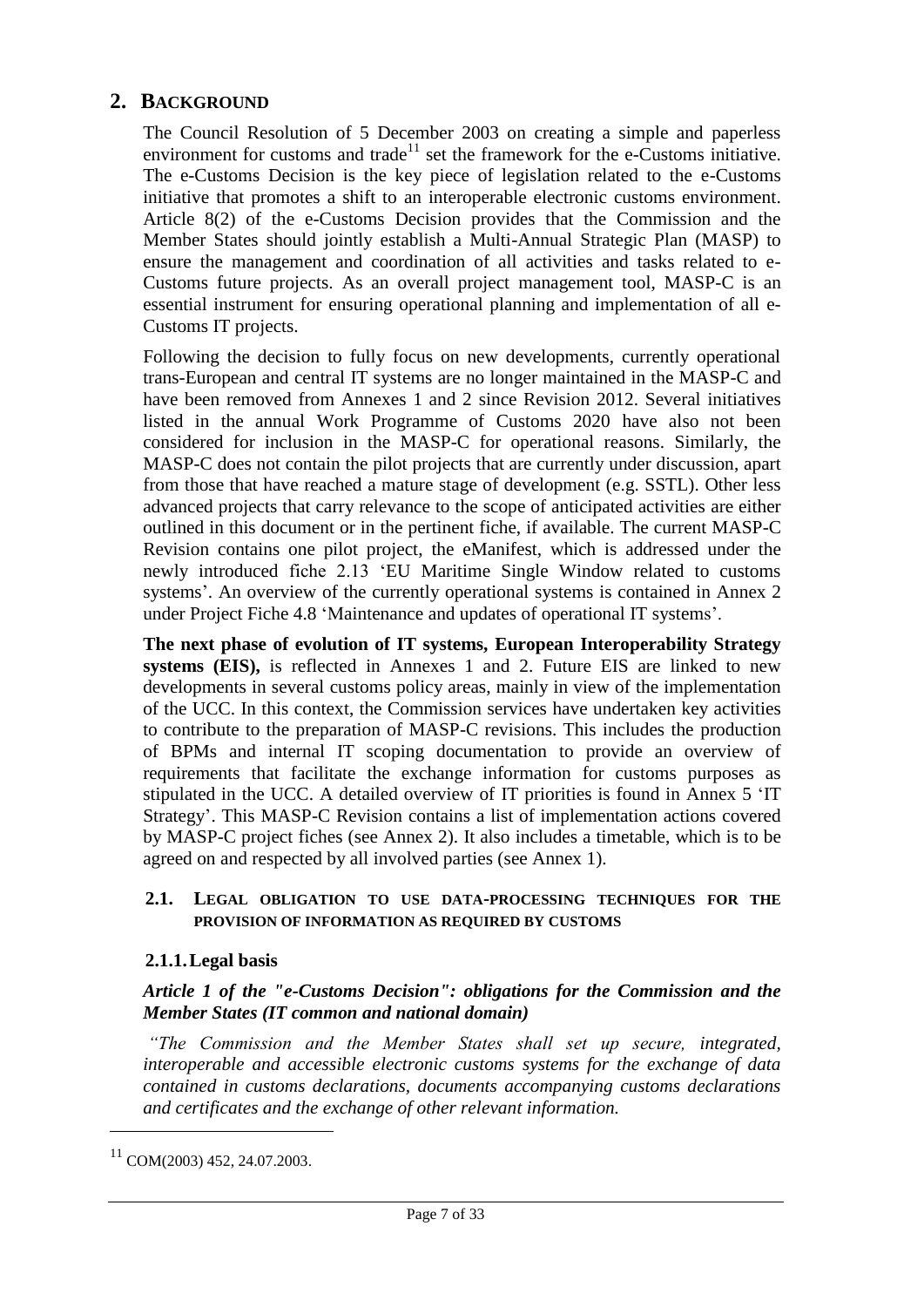## 2. BACKGROUND

The Council Resolution of 5 December 2003 on creating a simple and paperless environment for customs and trade[11] set the framework for the e-Customs initiative. The e-Customs Decision is the key piece of legislation related to the e-Customs initiative that promotes a shift to an interoperable electronic customs environment. Article 8(2) of the e-Customs Decision provides that the Commission and the Member States should jointly establish a Multi-Annual Strategic Plan (MASP) to ensure the management and coordination of all activities and tasks related to e-Customs future projects. As an overall project management tool, MASP-C is an essential instrument for ensuring operational planning and implementation of all e-Customs IT projects.

Following the decision to fully focus on new developments, currently operational trans-European and central IT systems are no longer maintained in the MASP-C and have been removed from Annexes 1 and 2 since Revision 2012. Several initiatives listed in the annual Work Programme of Customs 2020 have also not been considered for inclusion in the MASP-C for operational reasons. Similarly, the MASP-C does not contain the pilot projects that are currently under discussion, apart from those that have reached a mature stage of development (e.g. SSTL). Other less advanced projects that carry relevance to the scope of anticipated activities are either outlined in this document or in the pertinent fiche, if available. The current MASP-C Revision contains one pilot project, the eManifest, which is addressed under the newly introduced fiche 2.13 'EU Maritime Single Window related to customs systems'. An overview of the currently operational systems is contained in Annex 2 under Project Fiche 4.8 'Maintenance and updates of operational IT systems'.

**The next phase of evolution of IT systems, European Interoperability Strategy systems (EIS),** is reflected in Annexes 1 and 2. Future EIS are linked to new developments in several customs policy areas, mainly in view of the implementation of the UCC. In this context, the Commission services have undertaken key activities to contribute to the preparation of MASP-C revisions. This includes the production of BPMs and internal IT scoping documentation to provide an overview of requirements that facilitate the exchange information for customs purposes as stipulated in the UCC. A detailed overview of IT priorities is found in Annex 5 'IT Strategy'. This MASP-C Revision contains a list of implementation actions covered by MASP-C project fiches (see Annex 2). It also includes a timetable, which is to be agreed on and respected by all involved parties (see Annex 1).

### 2.1. LEGAL OBLIGATION TO USE DATA-PROCESSING TECHNIQUES FOR THE PROVISION OF INFORMATION AS REQUIRED BY CUSTOMS

#### 2.1.1. Legal basis

***Article 1 of the "e-Customs Decision": obligations for the Commission and the Member States (IT common and national domain)***

*"The Commission and the Member States shall set up secure, integrated, interoperable and accessible electronic customs systems for the exchange of data contained in customs declarations, documents accompanying customs declarations and certificates and the exchange of other relevant information.*

---

[11] COM(2003) 452, 24.07.2003.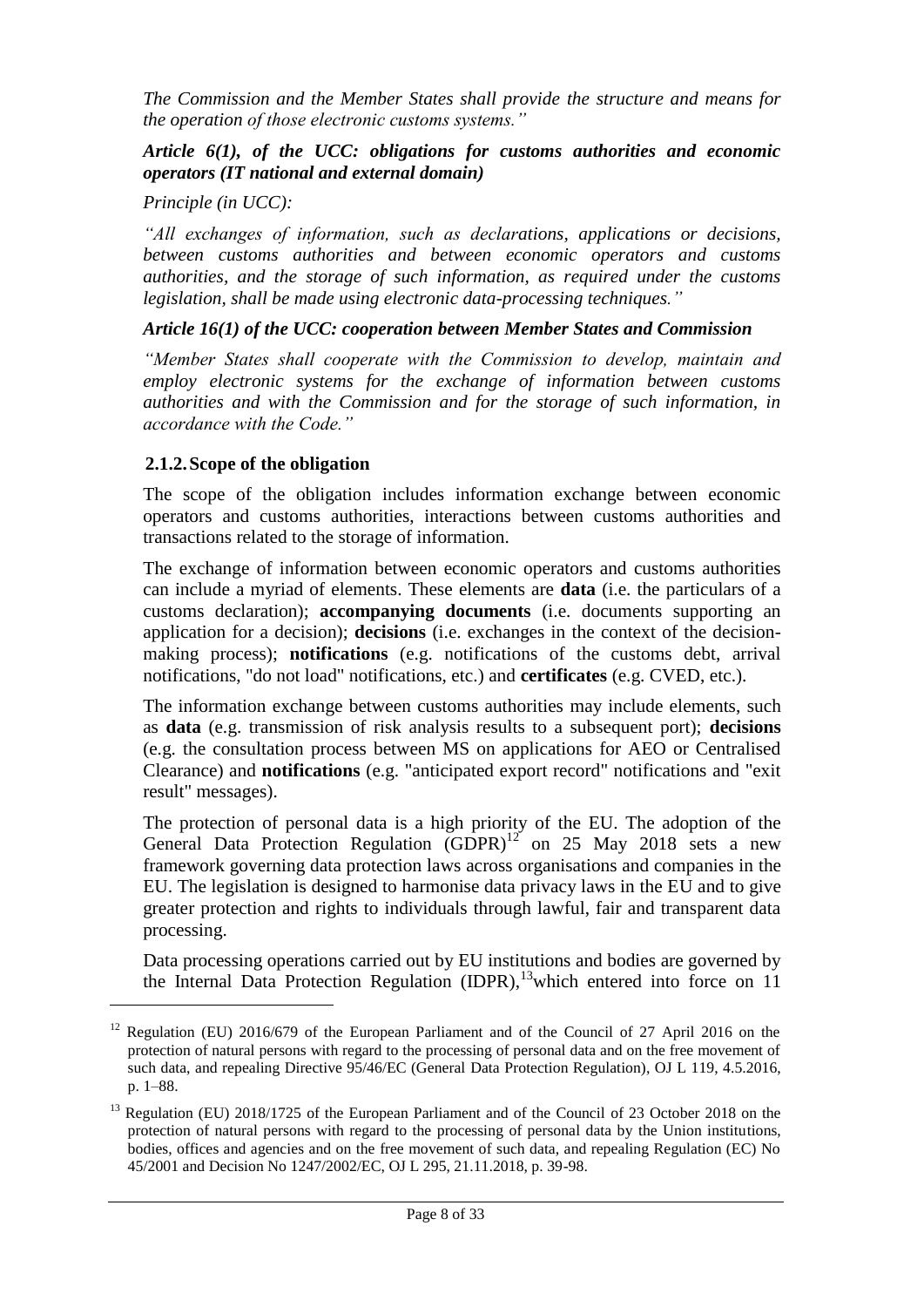*The Commission and the Member States shall provide the structure and means for the operation of those electronic customs systems."*

***Article 6(1), of the UCC: obligations for customs authorities and economic operators (IT national and external domain)***

*Principle (in UCC):*

*"All exchanges of information, such as declarations, applications or decisions, between customs authorities and between economic operators and customs authorities, and the storage of such information, as required under the customs legislation, shall be made using electronic data-processing techniques."*

***Article 16(1) of the UCC: cooperation between Member States and Commission***

*"Member States shall cooperate with the Commission to develop, maintain and employ electronic systems for the exchange of information between customs authorities and with the Commission and for the storage of such information, in accordance with the Code."*

### 2.1.2. Scope of the obligation

The scope of the obligation includes information exchange between economic operators and customs authorities, interactions between customs authorities and transactions related to the storage of information.

The exchange of information between economic operators and customs authorities can include a myriad of elements. These elements are **data** (i.e. the particulars of a customs declaration); **accompanying documents** (i.e. documents supporting an application for a decision); **decisions** (i.e. exchanges in the context of the decision-making process); **notifications** (e.g. notifications of the customs debt, arrival notifications, "do not load" notifications, etc.) and **certificates** (e.g. CVED, etc.).

The information exchange between customs authorities may include elements, such as **data** (e.g. transmission of risk analysis results to a subsequent port); **decisions** (e.g. the consultation process between MS on applications for AEO or Centralised Clearance) and **notifications** (e.g. "anticipated export record" notifications and "exit result" messages).

The protection of personal data is a high priority of the EU. The adoption of the General Data Protection Regulation (GDPR)[12] on 25 May 2018 sets a new framework governing data protection laws across organisations and companies in the EU. The legislation is designed to harmonise data privacy laws in the EU and to give greater protection and rights to individuals through lawful, fair and transparent data processing.

Data processing operations carried out by EU institutions and bodies are governed by the Internal Data Protection Regulation (IDPR),[13]which entered into force on 11

---

[12] Regulation (EU) 2016/679 of the European Parliament and of the Council of 27 April 2016 on the protection of natural persons with regard to the processing of personal data and on the free movement of such data, and repealing Directive 95/46/EC (General Data Protection Regulation), OJ L 119, 4.5.2016, p. 1–88.

[13] Regulation (EU) 2018/1725 of the European Parliament and of the Council of 23 October 2018 on the protection of natural persons with regard to the processing of personal data by the Union institutions, bodies, offices and agencies and on the free movement of such data, and repealing Regulation (EC) No 45/2001 and Decision No 1247/2002/EC, OJ L 295, 21.11.2018, p. 39-98.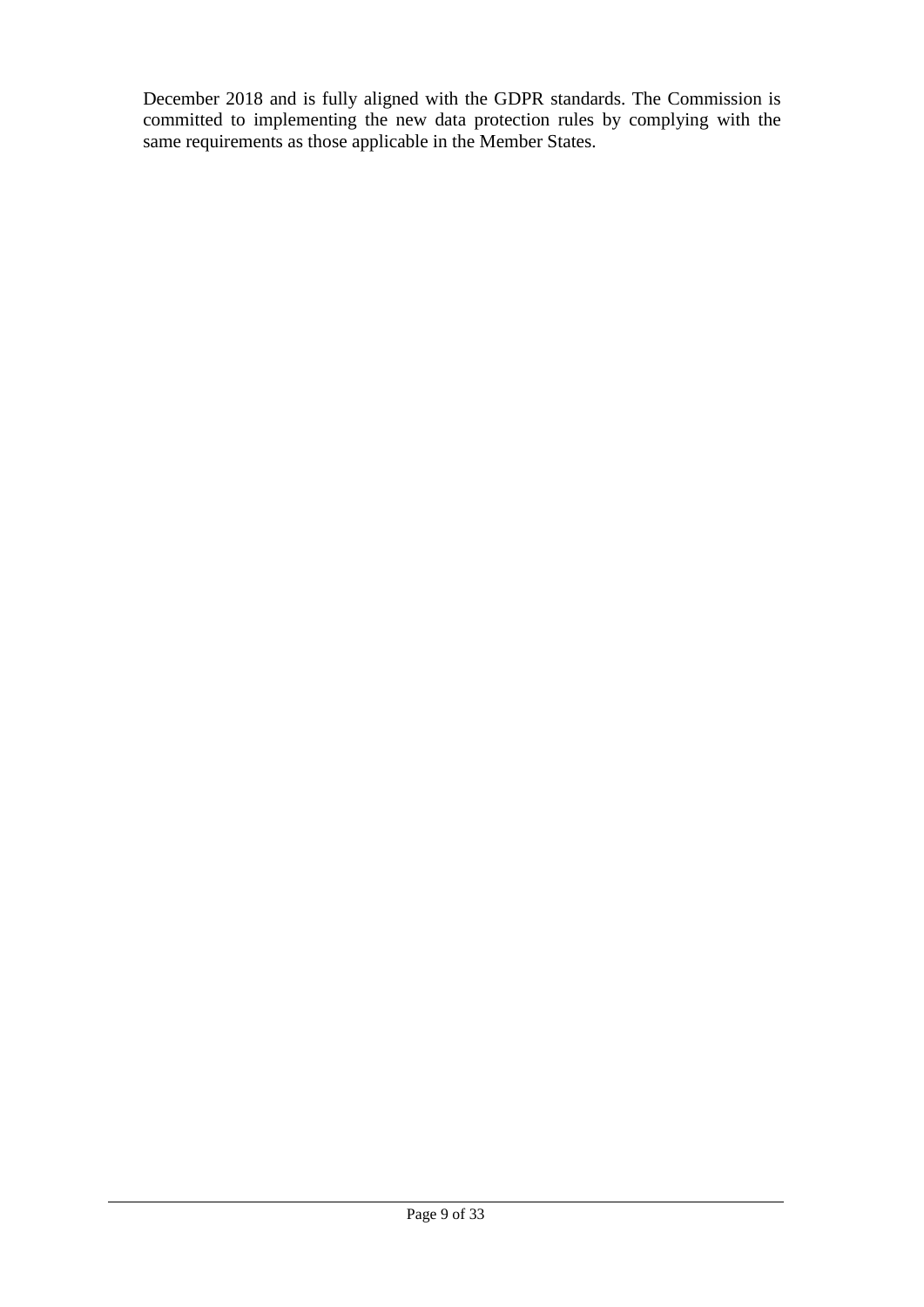December 2018 and is fully aligned with the GDPR standards. The Commission is committed to implementing the new data protection rules by complying with the same requirements as those applicable in the Member States.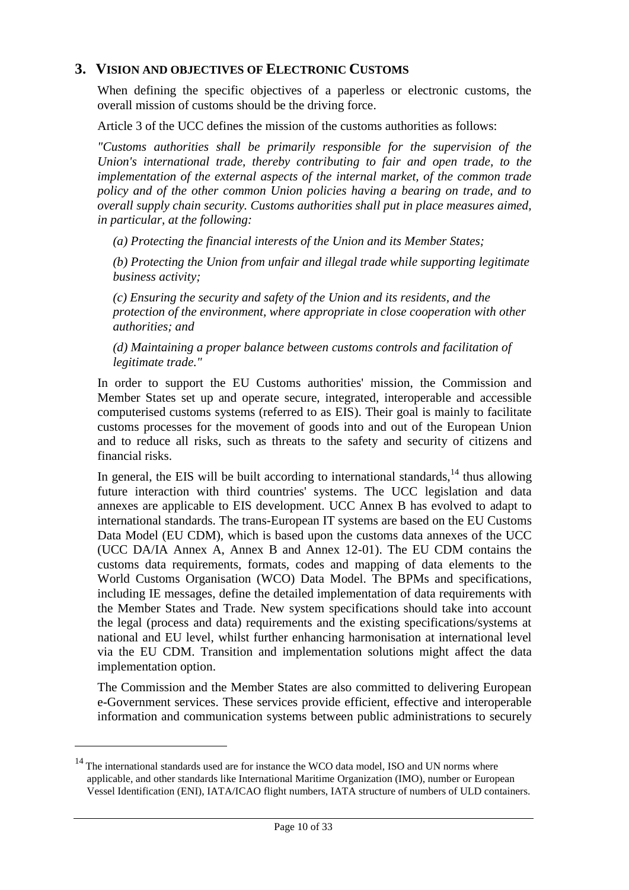## 3. VISION AND OBJECTIVES OF ELECTRONIC CUSTOMS

When defining the specific objectives of a paperless or electronic customs, the overall mission of customs should be the driving force.

Article 3 of the UCC defines the mission of the customs authorities as follows:

*"Customs authorities shall be primarily responsible for the supervision of the Union's international trade, thereby contributing to fair and open trade, to the implementation of the external aspects of the internal market, of the common trade policy and of the other common Union policies having a bearing on trade, and to overall supply chain security. Customs authorities shall put in place measures aimed, in particular, at the following:*

*(a) Protecting the financial interests of the Union and its Member States;*

*(b) Protecting the Union from unfair and illegal trade while supporting legitimate business activity;*

*(c) Ensuring the security and safety of the Union and its residents, and the protection of the environment, where appropriate in close cooperation with other authorities; and*

*(d) Maintaining a proper balance between customs controls and facilitation of legitimate trade."*

In order to support the EU Customs authorities' mission, the Commission and Member States set up and operate secure, integrated, interoperable and accessible computerised customs systems (referred to as EIS). Their goal is mainly to facilitate customs processes for the movement of goods into and out of the European Union and to reduce all risks, such as threats to the safety and security of citizens and financial risks.

In general, the EIS will be built according to international standards,[14] thus allowing future interaction with third countries' systems. The UCC legislation and data annexes are applicable to EIS development. UCC Annex B has evolved to adapt to international standards. The trans-European IT systems are based on the EU Customs Data Model (EU CDM), which is based upon the customs data annexes of the UCC (UCC DA/IA Annex A, Annex B and Annex 12-01). The EU CDM contains the customs data requirements, formats, codes and mapping of data elements to the World Customs Organisation (WCO) Data Model. The BPMs and specifications, including IE messages, define the detailed implementation of data requirements with the Member States and Trade. New system specifications should take into account the legal (process and data) requirements and the existing specifications/systems at national and EU level, whilst further enhancing harmonisation at international level via the EU CDM. Transition and implementation solutions might affect the data implementation option.

The Commission and the Member States are also committed to delivering European e-Government services. These services provide efficient, effective and interoperable information and communication systems between public administrations to securely

---

[14] The international standards used are for instance the WCO data model, ISO and UN norms where applicable, and other standards like International Maritime Organization (IMO), number or European Vessel Identification (ENI), IATA/ICAO flight numbers, IATA structure of numbers of ULD containers.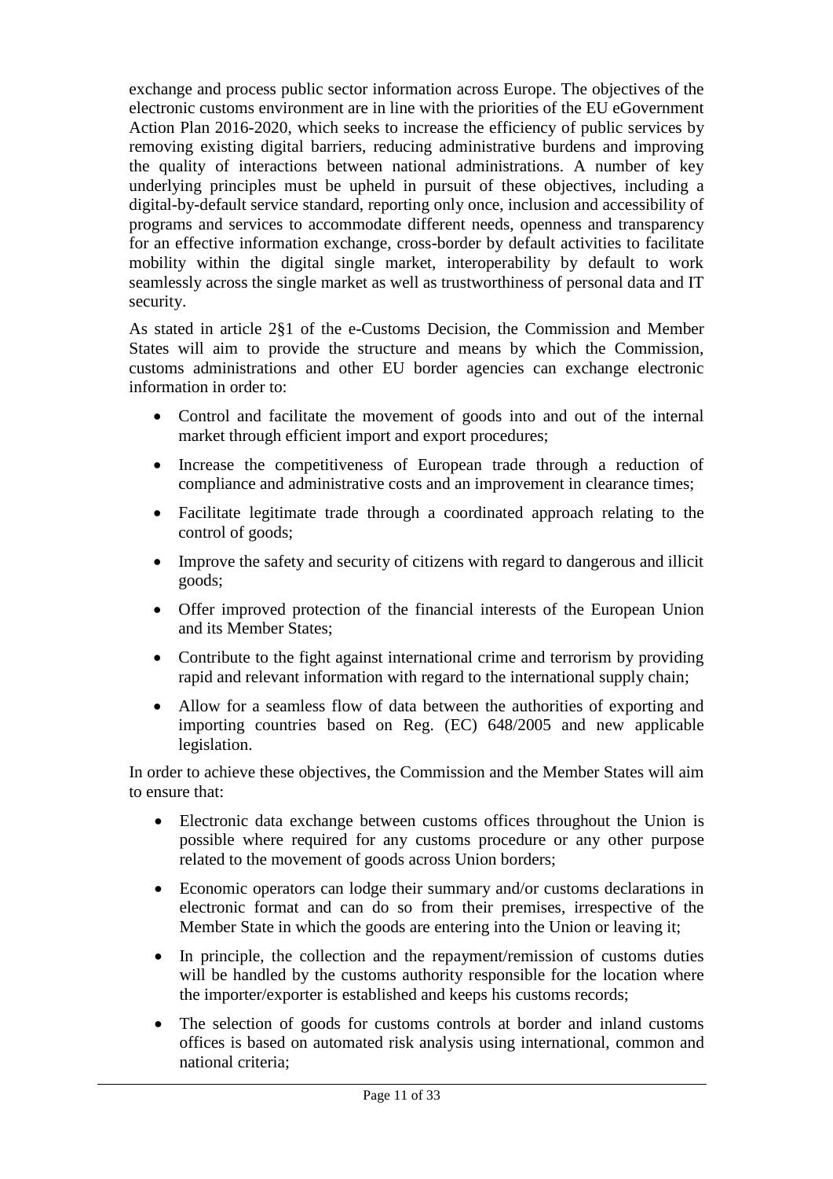exchange and process public sector information across Europe. The objectives of the electronic customs environment are in line with the priorities of the EU eGovernment Action Plan 2016-2020, which seeks to increase the efficiency of public services by removing existing digital barriers, reducing administrative burdens and improving the quality of interactions between national administrations. A number of key underlying principles must be upheld in pursuit of these objectives, including a digital-by-default service standard, reporting only once, inclusion and accessibility of programs and services to accommodate different needs, openness and transparency for an effective information exchange, cross-border by default activities to facilitate mobility within the digital single market, interoperability by default to work seamlessly across the single market as well as trustworthiness of personal data and IT security.

As stated in article 2§1 of the e-Customs Decision, the Commission and Member States will aim to provide the structure and means by which the Commission, customs administrations and other EU border agencies can exchange electronic information in order to:

- Control and facilitate the movement of goods into and out of the internal market through efficient import and export procedures;
- Increase the competitiveness of European trade through a reduction of compliance and administrative costs and an improvement in clearance times;
- Facilitate legitimate trade through a coordinated approach relating to the control of goods;
- Improve the safety and security of citizens with regard to dangerous and illicit goods;
- Offer improved protection of the financial interests of the European Union and its Member States;
- Contribute to the fight against international crime and terrorism by providing rapid and relevant information with regard to the international supply chain;
- Allow for a seamless flow of data between the authorities of exporting and importing countries based on Reg. (EC) 648/2005 and new applicable legislation.

In order to achieve these objectives, the Commission and the Member States will aim to ensure that:

- Electronic data exchange between customs offices throughout the Union is possible where required for any customs procedure or any other purpose related to the movement of goods across Union borders;
- Economic operators can lodge their summary and/or customs declarations in electronic format and can do so from their premises, irrespective of the Member State in which the goods are entering into the Union or leaving it;
- In principle, the collection and the repayment/remission of customs duties will be handled by the customs authority responsible for the location where the importer/exporter is established and keeps his customs records;
- The selection of goods for customs controls at border and inland customs offices is based on automated risk analysis using international, common and national criteria;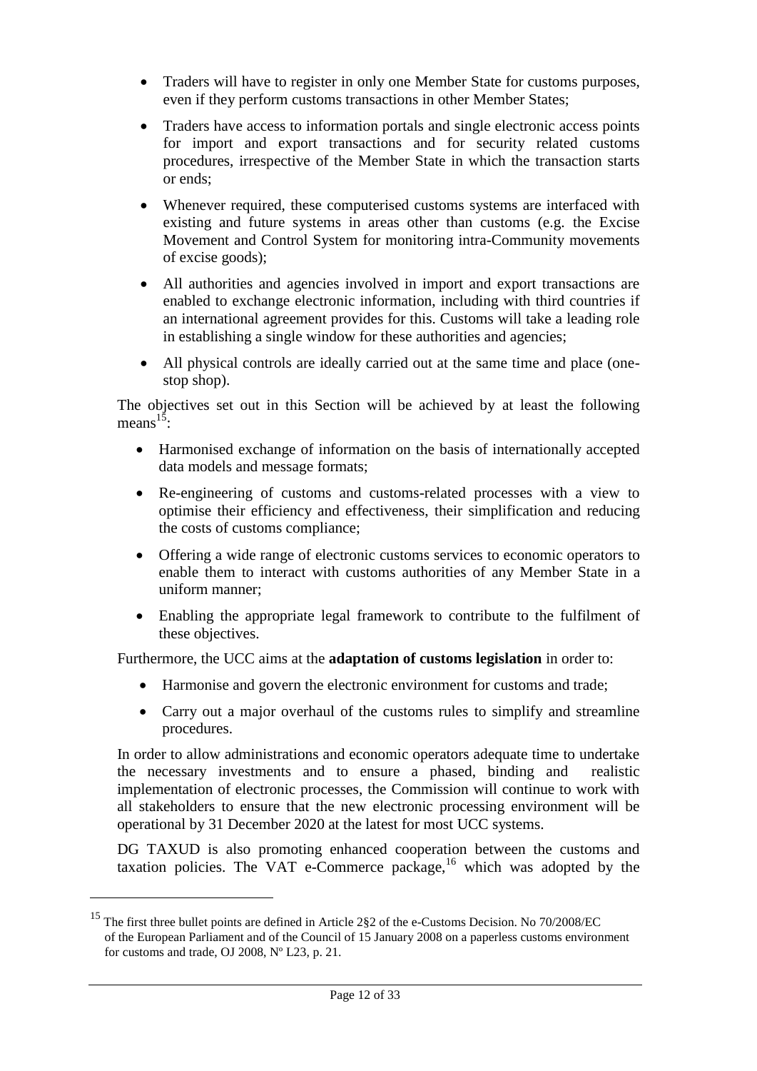- Traders will have to register in only one Member State for customs purposes, even if they perform customs transactions in other Member States;
- Traders have access to information portals and single electronic access points for import and export transactions and for security related customs procedures, irrespective of the Member State in which the transaction starts or ends;
- Whenever required, these computerised customs systems are interfaced with existing and future systems in areas other than customs (e.g. the Excise Movement and Control System for monitoring intra-Community movements of excise goods);
- All authorities and agencies involved in import and export transactions are enabled to exchange electronic information, including with third countries if an international agreement provides for this. Customs will take a leading role in establishing a single window for these authorities and agencies;
- All physical controls are ideally carried out at the same time and place (one-stop shop).

The objectives set out in this Section will be achieved by at least the following means[15]:

- Harmonised exchange of information on the basis of internationally accepted data models and message formats;
- Re-engineering of customs and customs-related processes with a view to optimise their efficiency and effectiveness, their simplification and reducing the costs of customs compliance;
- Offering a wide range of electronic customs services to economic operators to enable them to interact with customs authorities of any Member State in a uniform manner;
- Enabling the appropriate legal framework to contribute to the fulfilment of these objectives.

Furthermore, the UCC aims at the **adaptation of customs legislation** in order to:

- Harmonise and govern the electronic environment for customs and trade;
- Carry out a major overhaul of the customs rules to simplify and streamline procedures.

In order to allow administrations and economic operators adequate time to undertake the necessary investments and to ensure a phased, binding and realistic implementation of electronic processes, the Commission will continue to work with all stakeholders to ensure that the new electronic processing environment will be operational by 31 December 2020 at the latest for most UCC systems.

DG TAXUD is also promoting enhanced cooperation between the customs and taxation policies. The VAT e-Commerce package,[16] which was adopted by the

---

[15] The first three bullet points are defined in Article 2§2 of the e-Customs Decision. No 70/2008/EC of the European Parliament and of the Council of 15 January 2008 on a paperless customs environment for customs and trade, OJ 2008, Nº L23, p. 21.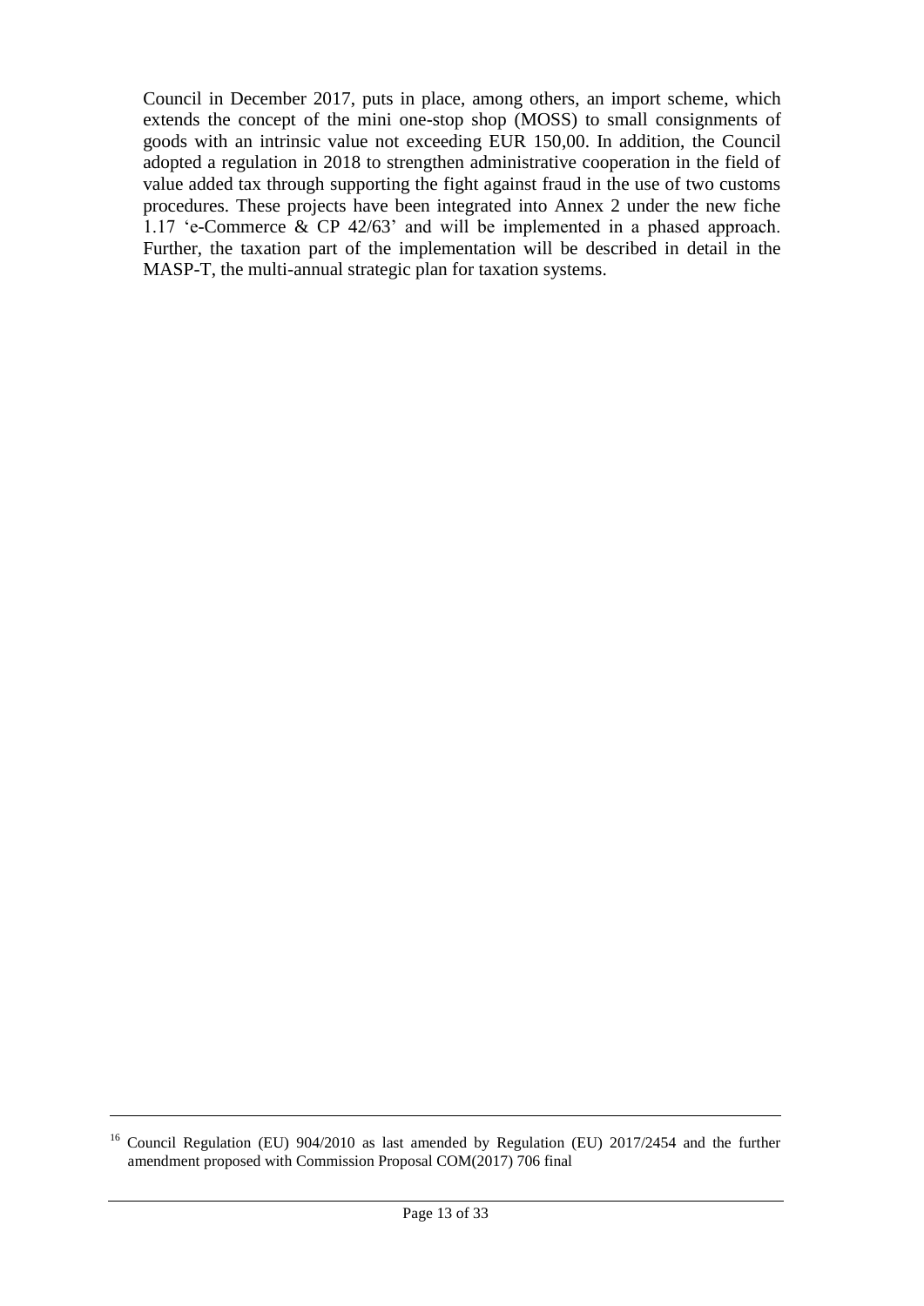Council in December 2017, puts in place, among others, an import scheme, which extends the concept of the mini one-stop shop (MOSS) to small consignments of goods with an intrinsic value not exceeding EUR 150,00. In addition, the Council adopted a regulation in 2018 to strengthen administrative cooperation in the field of value added tax through supporting the fight against fraud in the use of two customs procedures. These projects have been integrated into Annex 2 under the new fiche 1.17 'e-Commerce & CP 42/63' and will be implemented in a phased approach. Further, the taxation part of the implementation will be described in detail in the MASP-T, the multi-annual strategic plan for taxation systems.

---

[16] Council Regulation (EU) 904/2010 as last amended by Regulation (EU) 2017/2454 and the further amendment proposed with Commission Proposal COM(2017) 706 final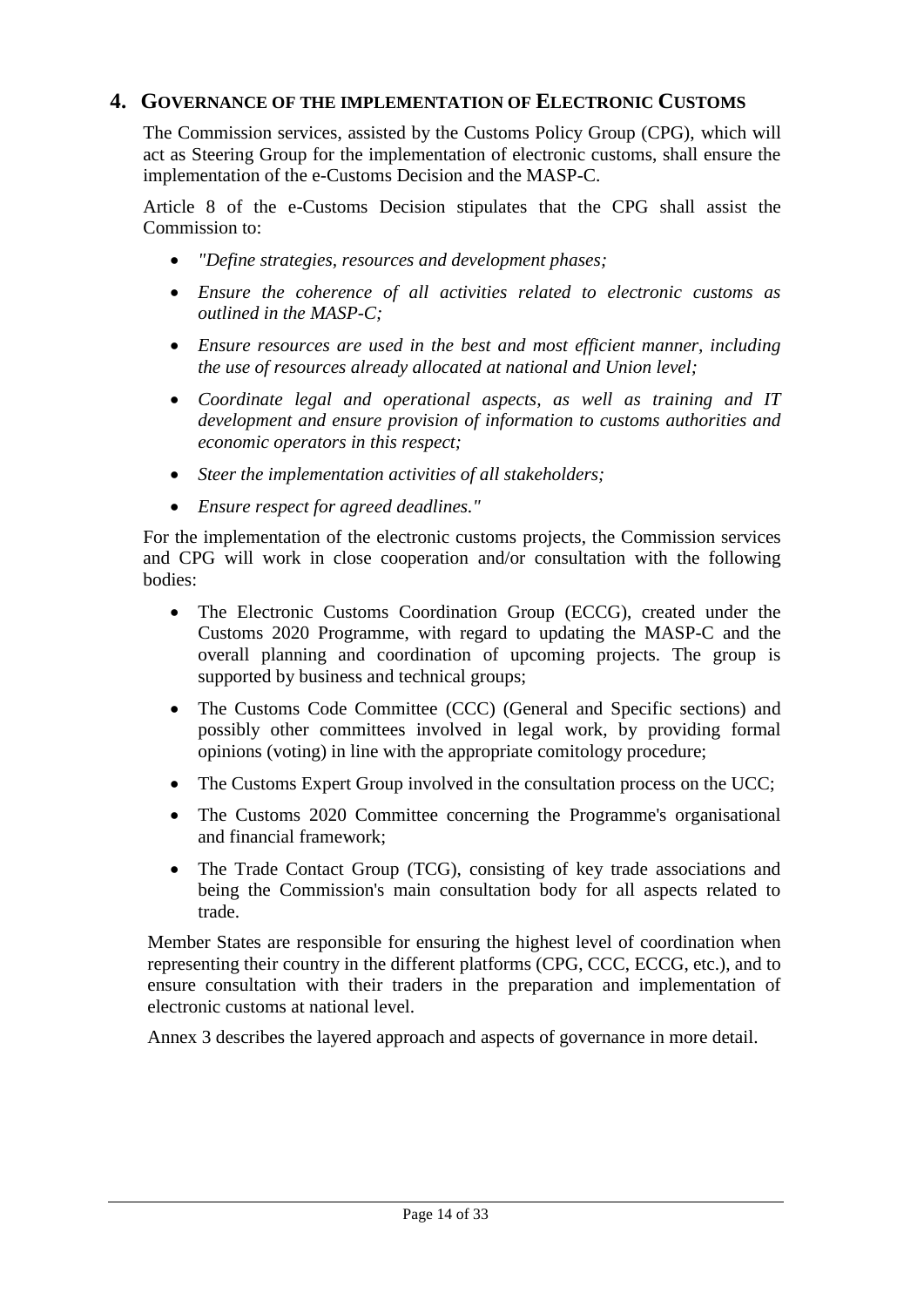## 4. Governance of the implementation of Electronic Customs

The Commission services, assisted by the Customs Policy Group (CPG), which will act as Steering Group for the implementation of electronic customs, shall ensure the implementation of the e-Customs Decision and the MASP-C.

Article 8 of the e-Customs Decision stipulates that the CPG shall assist the Commission to:

- *"Define strategies, resources and development phases;*
- *Ensure the coherence of all activities related to electronic customs as outlined in the MASP-C;*
- *Ensure resources are used in the best and most efficient manner, including the use of resources already allocated at national and Union level;*
- *Coordinate legal and operational aspects, as well as training and IT development and ensure provision of information to customs authorities and economic operators in this respect;*
- *Steer the implementation activities of all stakeholders;*
- *Ensure respect for agreed deadlines."*

For the implementation of the electronic customs projects, the Commission services and CPG will work in close cooperation and/or consultation with the following bodies:

- The Electronic Customs Coordination Group (ECCG), created under the Customs 2020 Programme, with regard to updating the MASP-C and the overall planning and coordination of upcoming projects. The group is supported by business and technical groups;
- The Customs Code Committee (CCC) (General and Specific sections) and possibly other committees involved in legal work, by providing formal opinions (voting) in line with the appropriate comitology procedure;
- The Customs Expert Group involved in the consultation process on the UCC;
- The Customs 2020 Committee concerning the Programme's organisational and financial framework;
- The Trade Contact Group (TCG), consisting of key trade associations and being the Commission's main consultation body for all aspects related to trade.

Member States are responsible for ensuring the highest level of coordination when representing their country in the different platforms (CPG, CCC, ECCG, etc.), and to ensure consultation with their traders in the preparation and implementation of electronic customs at national level.

Annex 3 describes the layered approach and aspects of governance in more detail.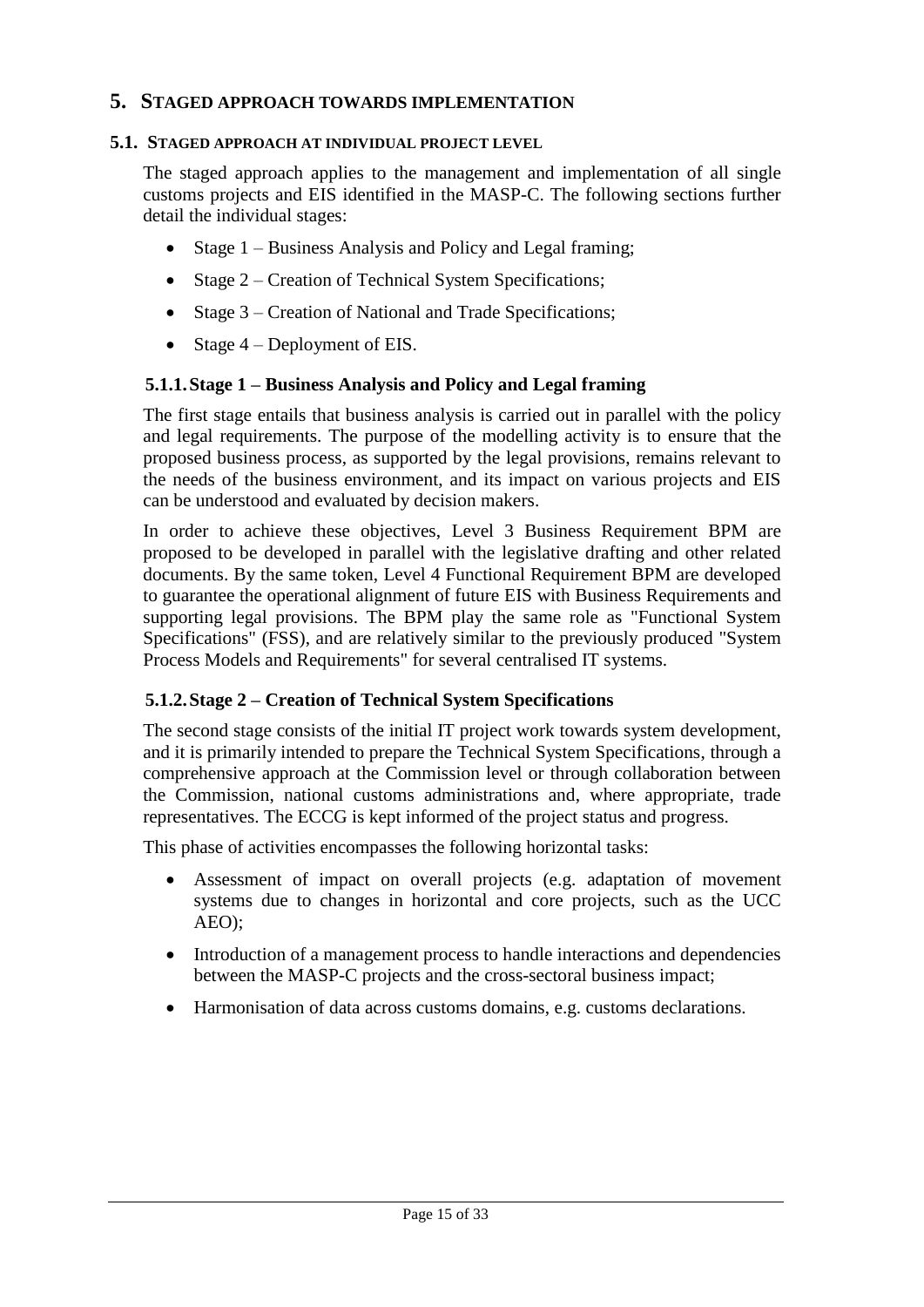# 5. STAGED APPROACH TOWARDS IMPLEMENTATION

## 5.1. STAGED APPROACH AT INDIVIDUAL PROJECT LEVEL

The staged approach applies to the management and implementation of all single customs projects and EIS identified in the MASP-C. The following sections further detail the individual stages:

- Stage 1 – Business Analysis and Policy and Legal framing;
- Stage 2 – Creation of Technical System Specifications;
- Stage 3 – Creation of National and Trade Specifications;
- Stage 4 – Deployment of EIS.

### 5.1.1. Stage 1 – Business Analysis and Policy and Legal framing

The first stage entails that business analysis is carried out in parallel with the policy and legal requirements. The purpose of the modelling activity is to ensure that the proposed business process, as supported by the legal provisions, remains relevant to the needs of the business environment, and its impact on various projects and EIS can be understood and evaluated by decision makers.

In order to achieve these objectives, Level 3 Business Requirement BPM are proposed to be developed in parallel with the legislative drafting and other related documents. By the same token, Level 4 Functional Requirement BPM are developed to guarantee the operational alignment of future EIS with Business Requirements and supporting legal provisions. The BPM play the same role as "Functional System Specifications" (FSS), and are relatively similar to the previously produced "System Process Models and Requirements" for several centralised IT systems.

### 5.1.2. Stage 2 – Creation of Technical System Specifications

The second stage consists of the initial IT project work towards system development, and it is primarily intended to prepare the Technical System Specifications, through a comprehensive approach at the Commission level or through collaboration between the Commission, national customs administrations and, where appropriate, trade representatives. The ECCG is kept informed of the project status and progress.

This phase of activities encompasses the following horizontal tasks:

- Assessment of impact on overall projects (e.g. adaptation of movement systems due to changes in horizontal and core projects, such as the UCC AEO);
- Introduction of a management process to handle interactions and dependencies between the MASP-C projects and the cross-sectoral business impact;
- Harmonisation of data across customs domains, e.g. customs declarations.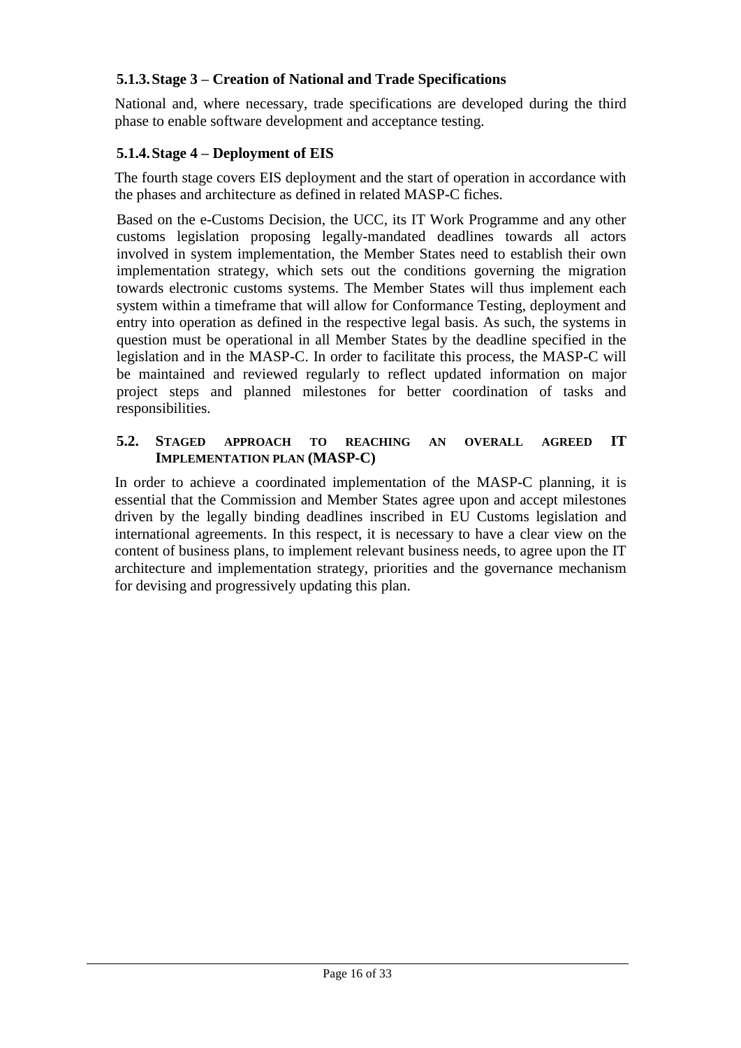### 5.1.3. Stage 3 – Creation of National and Trade Specifications

National and, where necessary, trade specifications are developed during the third phase to enable software development and acceptance testing.

### 5.1.4. Stage 4 – Deployment of EIS

The fourth stage covers EIS deployment and the start of operation in accordance with the phases and architecture as defined in related MASP-C fiches.

Based on the e-Customs Decision, the UCC, its IT Work Programme and any other customs legislation proposing legally-mandated deadlines towards all actors involved in system implementation, the Member States need to establish their own implementation strategy, which sets out the conditions governing the migration towards electronic customs systems. The Member States will thus implement each system within a timeframe that will allow for Conformance Testing, deployment and entry into operation as defined in the respective legal basis. As such, the systems in question must be operational in all Member States by the deadline specified in the legislation and in the MASP-C. In order to facilitate this process, the MASP-C will be maintained and reviewed regularly to reflect updated information on major project steps and planned milestones for better coordination of tasks and responsibilities.

## 5.2. STAGED APPROACH TO REACHING AN OVERALL AGREED IT IMPLEMENTATION PLAN (MASP-C)

In order to achieve a coordinated implementation of the MASP-C planning, it is essential that the Commission and Member States agree upon and accept milestones driven by the legally binding deadlines inscribed in EU Customs legislation and international agreements. In this respect, it is necessary to have a clear view on the content of business plans, to implement relevant business needs, to agree upon the IT architecture and implementation strategy, priorities and the governance mechanism for devising and progressively updating this plan.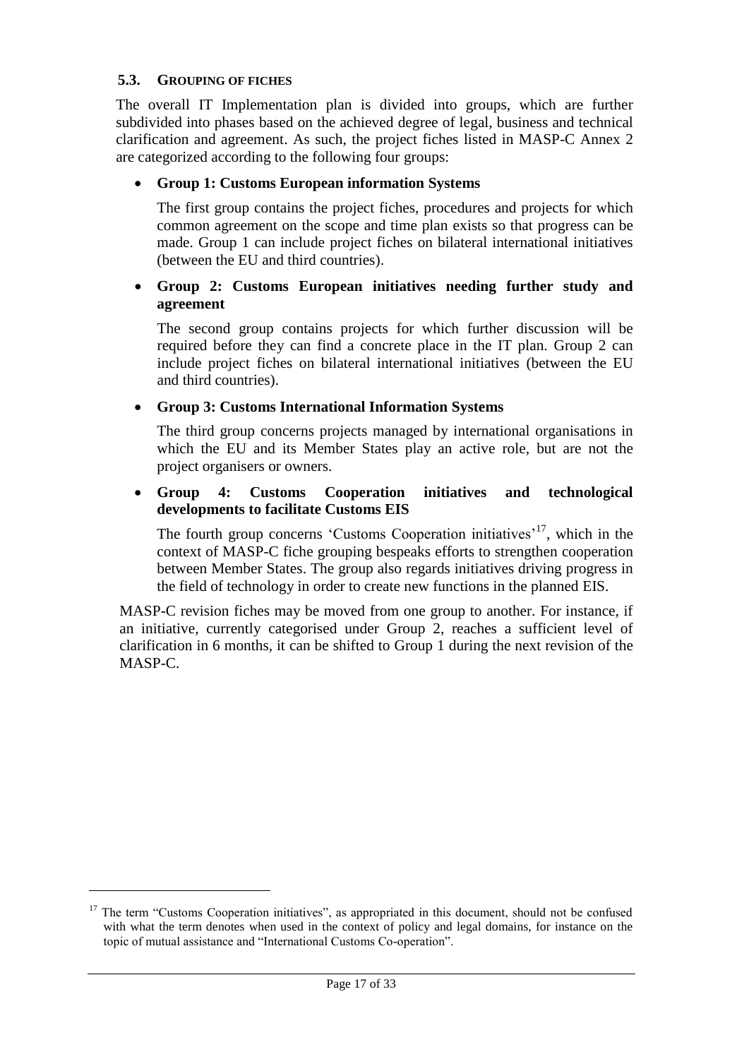### 5.3. GROUPING OF FICHES

The overall IT Implementation plan is divided into groups, which are further subdivided into phases based on the achieved degree of legal, business and technical clarification and agreement. As such, the project fiches listed in MASP-C Annex 2 are categorized according to the following four groups:

- **Group 1: Customs European information Systems**

  The first group contains the project fiches, procedures and projects for which common agreement on the scope and time plan exists so that progress can be made. Group 1 can include project fiches on bilateral international initiatives (between the EU and third countries).

- **Group 2: Customs European initiatives needing further study and agreement**

  The second group contains projects for which further discussion will be required before they can find a concrete place in the IT plan. Group 2 can include project fiches on bilateral international initiatives (between the EU and third countries).

- **Group 3: Customs International Information Systems**

  The third group concerns projects managed by international organisations in which the EU and its Member States play an active role, but are not the project organisers or owners.

- **Group 4: Customs Cooperation initiatives and technological developments to facilitate Customs EIS**

  The fourth group concerns 'Customs Cooperation initiatives'[17], which in the context of MASP-C fiche grouping bespeaks efforts to strengthen cooperation between Member States. The group also regards initiatives driving progress in the field of technology in order to create new functions in the planned EIS.

MASP-C revision fiches may be moved from one group to another. For instance, if an initiative, currently categorised under Group 2, reaches a sufficient level of clarification in 6 months, it can be shifted to Group 1 during the next revision of the MASP-C.

[17] The term "Customs Cooperation initiatives", as appropriated in this document, should not be confused with what the term denotes when used in the context of policy and legal domains, for instance on the topic of mutual assistance and "International Customs Co-operation".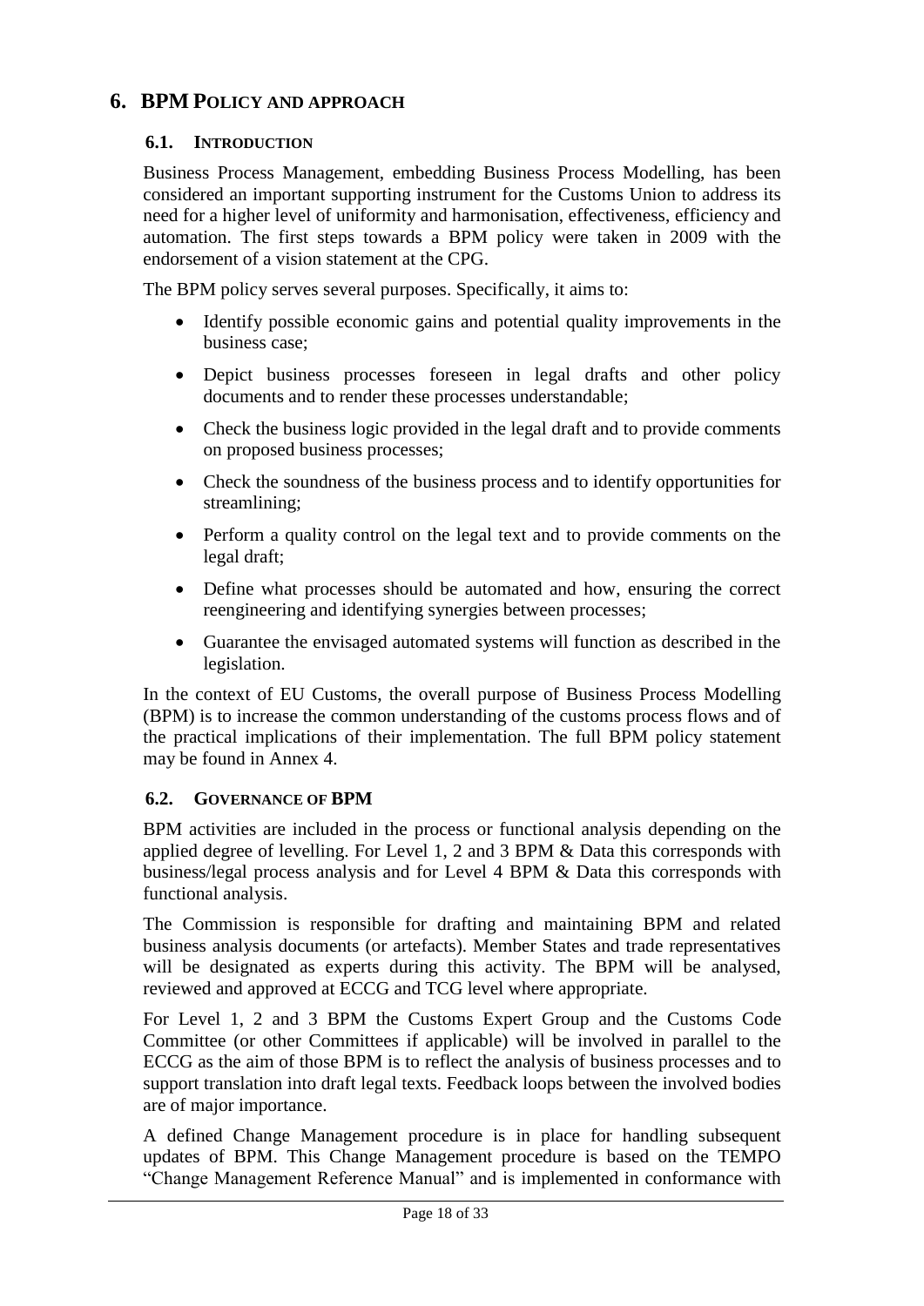# 6. BPM POLICY AND APPROACH

## 6.1. INTRODUCTION

Business Process Management, embedding Business Process Modelling, has been considered an important supporting instrument for the Customs Union to address its need for a higher level of uniformity and harmonisation, effectiveness, efficiency and automation. The first steps towards a BPM policy were taken in 2009 with the endorsement of a vision statement at the CPG.

The BPM policy serves several purposes. Specifically, it aims to:

- Identify possible economic gains and potential quality improvements in the business case;
- Depict business processes foreseen in legal drafts and other policy documents and to render these processes understandable;
- Check the business logic provided in the legal draft and to provide comments on proposed business processes;
- Check the soundness of the business process and to identify opportunities for streamlining;
- Perform a quality control on the legal text and to provide comments on the legal draft;
- Define what processes should be automated and how, ensuring the correct reengineering and identifying synergies between processes;
- Guarantee the envisaged automated systems will function as described in the legislation.

In the context of EU Customs, the overall purpose of Business Process Modelling (BPM) is to increase the common understanding of the customs process flows and of the practical implications of their implementation. The full BPM policy statement may be found in Annex 4.

## 6.2. GOVERNANCE OF BPM

BPM activities are included in the process or functional analysis depending on the applied degree of levelling. For Level 1, 2 and 3 BPM & Data this corresponds with business/legal process analysis and for Level 4 BPM & Data this corresponds with functional analysis.

The Commission is responsible for drafting and maintaining BPM and related business analysis documents (or artefacts). Member States and trade representatives will be designated as experts during this activity. The BPM will be analysed, reviewed and approved at ECCG and TCG level where appropriate.

For Level 1, 2 and 3 BPM the Customs Expert Group and the Customs Code Committee (or other Committees if applicable) will be involved in parallel to the ECCG as the aim of those BPM is to reflect the analysis of business processes and to support translation into draft legal texts. Feedback loops between the involved bodies are of major importance.

A defined Change Management procedure is in place for handling subsequent updates of BPM. This Change Management procedure is based on the TEMPO "Change Management Reference Manual" and is implemented in conformance with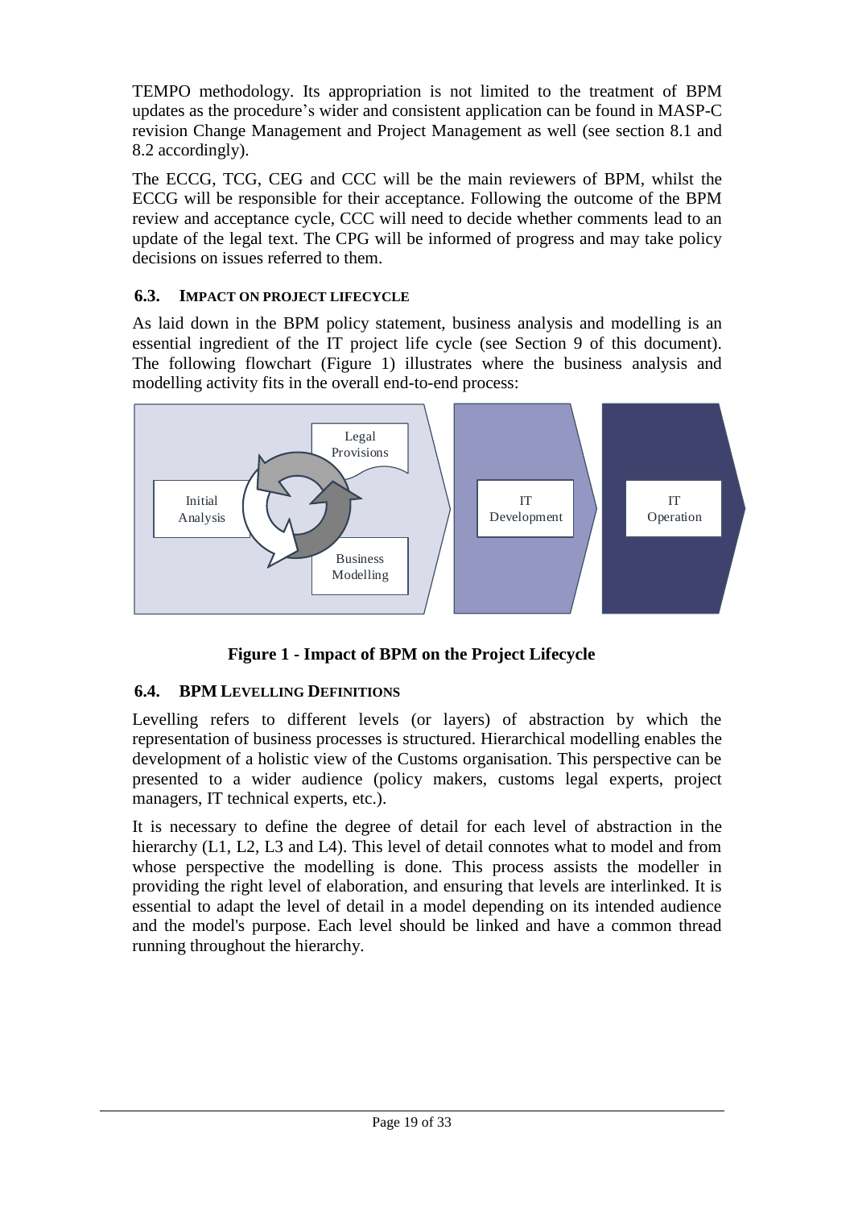TEMPO methodology. Its appropriation is not limited to the treatment of BPM updates as the procedure's wider and consistent application can be found in MASP-C revision Change Management and Project Management as well (see section 8.1 and 8.2 accordingly).

The ECCG, TCG, CEG and CCC will be the main reviewers of BPM, whilst the ECCG will be responsible for their acceptance. Following the outcome of the BPM review and acceptance cycle, CCC will need to decide whether comments lead to an update of the legal text. The CPG will be informed of progress and may take policy decisions on issues referred to them.

### 6.3. IMPACT ON PROJECT LIFECYCLE

As laid down in the BPM policy statement, business analysis and modelling is an essential ingredient of the IT project life cycle (see Section 9 of this document). The following flowchart (Figure 1) illustrates where the business analysis and modelling activity fits in the overall end-to-end process:

Initial Analysis — Legal Provisions — Business Modelling — IT Development — IT Operation

**Figure 1 - Impact of BPM on the Project Lifecycle**

### 6.4. BPM LEVELLING DEFINITIONS

Levelling refers to different levels (or layers) of abstraction by which the representation of business processes is structured. Hierarchical modelling enables the development of a holistic view of the Customs organisation. This perspective can be presented to a wider audience (policy makers, customs legal experts, project managers, IT technical experts, etc.).

It is necessary to define the degree of detail for each level of abstraction in the hierarchy (L1, L2, L3 and L4). This level of detail connotes what to model and from whose perspective the modelling is done. This process assists the modeller in providing the right level of elaboration, and ensuring that levels are interlinked. It is essential to adapt the level of detail in a model depending on its intended audience and the model's purpose. Each level should be linked and have a common thread running throughout the hierarchy.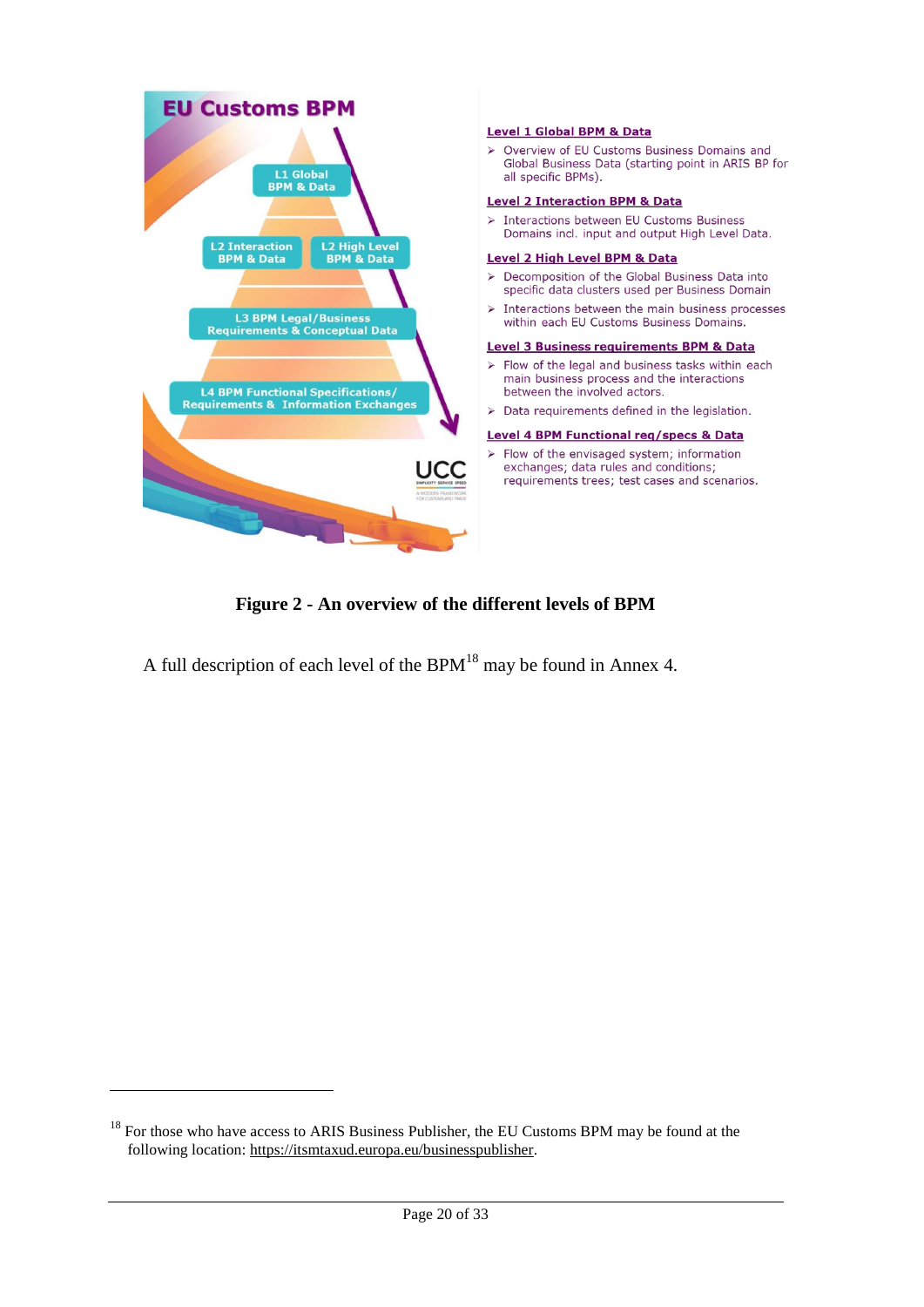**Level 1 Global BPM & Data**

- Overview of EU Customs Business Domains and Global Business Data (starting point in ARIS BP for all specific BPMs).

**Level 2 Interaction BPM & Data**

- Interactions between EU Customs Business Domains incl. input and output High Level Data.

**Level 2 High Level BPM & Data**

- Decomposition of the Global Business Data into specific data clusters used per Business Domain
- Interactions between the main business processes within each EU Customs Business Domains.

**Level 3 Business requirements BPM & Data**

- Flow of the legal and business tasks within each main business process and the interactions between the involved actors.
- Data requirements defined in the legislation.

**Level 4 BPM Functional req/specs & Data**

- Flow of the envisaged system; information exchanges; data rules and conditions; requirements trees; test cases and scenarios.

**Figure 2 - An overview of the different levels of BPM**

A full description of each level of the BPM[18] may be found in Annex 4.

[18] For those who have access to ARIS Business Publisher, the EU Customs BPM may be found at the following location: https://itsmtaxud.europa.eu/businesspublisher.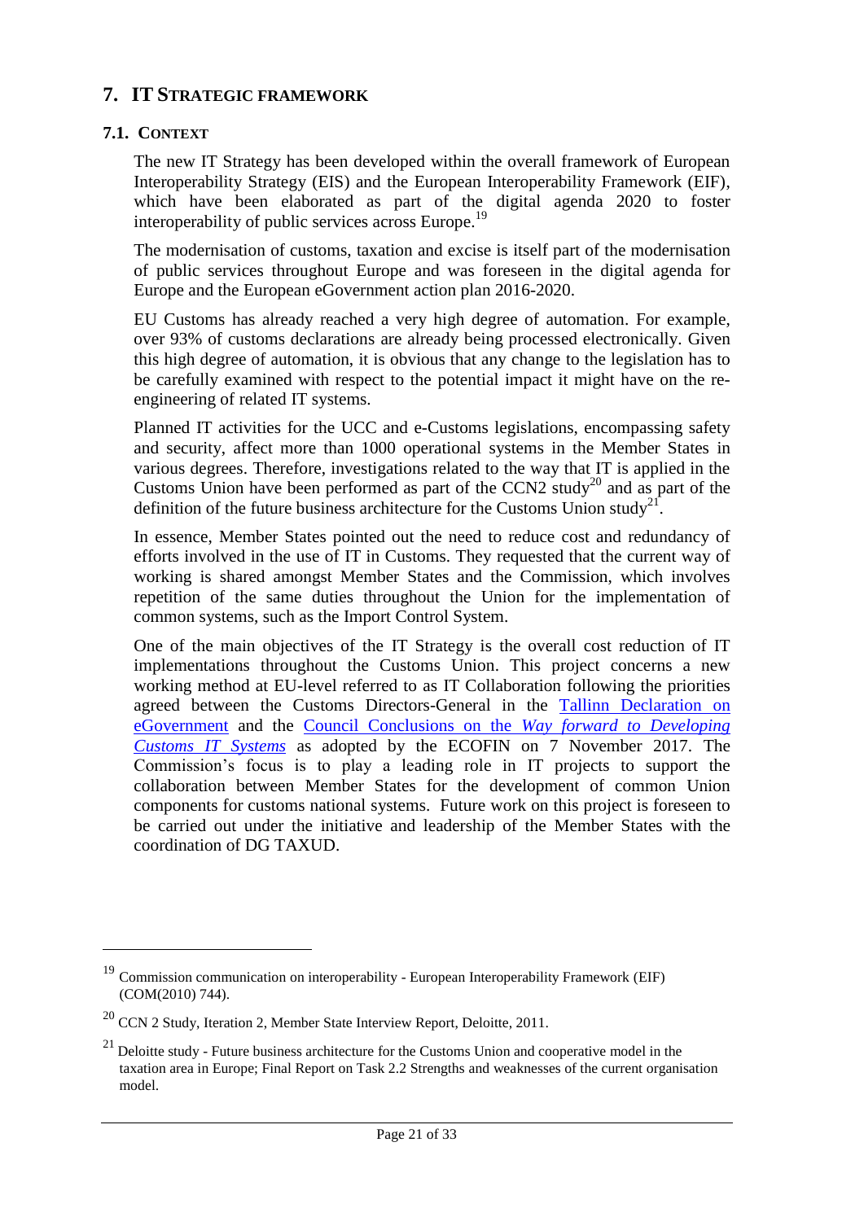# 7. IT STRATEGIC FRAMEWORK

## 7.1. CONTEXT

The new IT Strategy has been developed within the overall framework of European Interoperability Strategy (EIS) and the European Interoperability Framework (EIF), which have been elaborated as part of the digital agenda 2020 to foster interoperability of public services across Europe.[19]

The modernisation of customs, taxation and excise is itself part of the modernisation of public services throughout Europe and was foreseen in the digital agenda for Europe and the European eGovernment action plan 2016-2020.

EU Customs has already reached a very high degree of automation. For example, over 93% of customs declarations are already being processed electronically. Given this high degree of automation, it is obvious that any change to the legislation has to be carefully examined with respect to the potential impact it might have on the re-engineering of related IT systems.

Planned IT activities for the UCC and e-Customs legislations, encompassing safety and security, affect more than 1000 operational systems in the Member States in various degrees. Therefore, investigations related to the way that IT is applied in the Customs Union have been performed as part of the CCN2 study[20] and as part of the definition of the future business architecture for the Customs Union study[21].

In essence, Member States pointed out the need to reduce cost and redundancy of efforts involved in the use of IT in Customs. They requested that the current way of working is shared amongst Member States and the Commission, which involves repetition of the same duties throughout the Union for the implementation of common systems, such as the Import Control System.

One of the main objectives of the IT Strategy is the overall cost reduction of IT implementations throughout the Customs Union. This project concerns a new working method at EU-level referred to as IT Collaboration following the priorities agreed between the Customs Directors-General in the Tallinn Declaration on eGovernment and the Council Conclusions on the *Way forward to Developing Customs IT Systems* as adopted by the ECOFIN on 7 November 2017. The Commission's focus is to play a leading role in IT projects to support the collaboration between Member States for the development of common Union components for customs national systems. Future work on this project is foreseen to be carried out under the initiative and leadership of the Member States with the coordination of DG TAXUD.

---

[19] Commission communication on interoperability - European Interoperability Framework (EIF) (COM(2010) 744).

[20] CCN 2 Study, Iteration 2, Member State Interview Report, Deloitte, 2011.

[21] Deloitte study - Future business architecture for the Customs Union and cooperative model in the taxation area in Europe; Final Report on Task 2.2 Strengths and weaknesses of the current organisation model.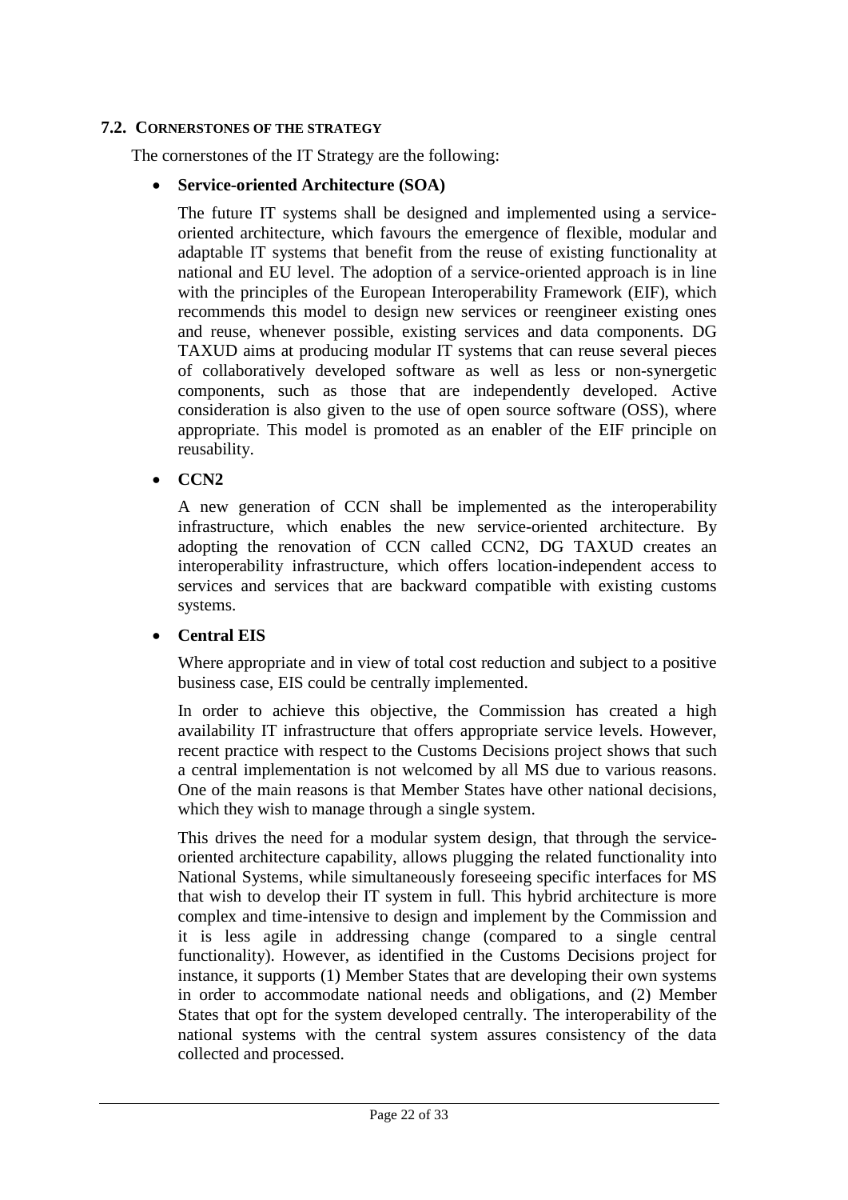### 7.2. Cornerstones of the strategy

The cornerstones of the IT Strategy are the following:

- **Service-oriented Architecture (SOA)**

  The future IT systems shall be designed and implemented using a service-oriented architecture, which favours the emergence of flexible, modular and adaptable IT systems that benefit from the reuse of existing functionality at national and EU level. The adoption of a service-oriented approach is in line with the principles of the European Interoperability Framework (EIF), which recommends this model to design new services or reengineer existing ones and reuse, whenever possible, existing services and data components. DG TAXUD aims at producing modular IT systems that can reuse several pieces of collaboratively developed software as well as less or non-synergetic components, such as those that are independently developed. Active consideration is also given to the use of open source software (OSS), where appropriate. This model is promoted as an enabler of the EIF principle on reusability.

- **CCN2**

  A new generation of CCN shall be implemented as the interoperability infrastructure, which enables the new service-oriented architecture. By adopting the renovation of CCN called CCN2, DG TAXUD creates an interoperability infrastructure, which offers location-independent access to services and services that are backward compatible with existing customs systems.

- **Central EIS**

  Where appropriate and in view of total cost reduction and subject to a positive business case, EIS could be centrally implemented.

  In order to achieve this objective, the Commission has created a high availability IT infrastructure that offers appropriate service levels. However, recent practice with respect to the Customs Decisions project shows that such a central implementation is not welcomed by all MS due to various reasons. One of the main reasons is that Member States have other national decisions, which they wish to manage through a single system.

  This drives the need for a modular system design, that through the service-oriented architecture capability, allows plugging the related functionality into National Systems, while simultaneously foreseeing specific interfaces for MS that wish to develop their IT system in full. This hybrid architecture is more complex and time-intensive to design and implement by the Commission and it is less agile in addressing change (compared to a single central functionality). However, as identified in the Customs Decisions project for instance, it supports (1) Member States that are developing their own systems in order to accommodate national needs and obligations, and (2) Member States that opt for the system developed centrally. The interoperability of the national systems with the central system assures consistency of the data collected and processed.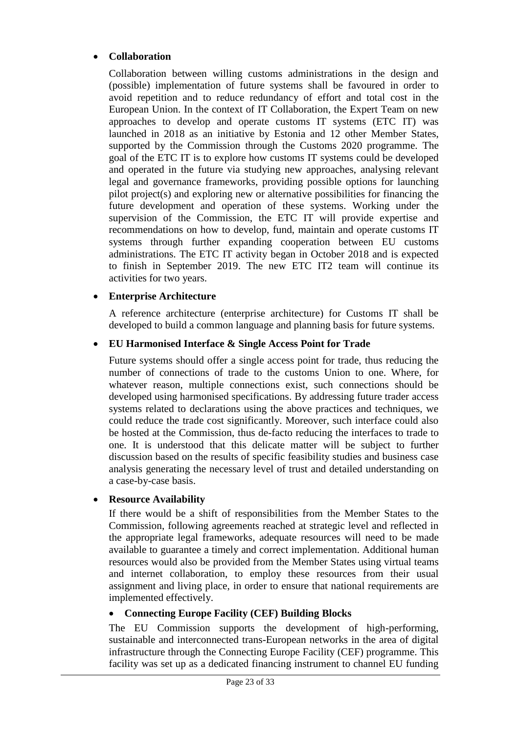- **Collaboration**

  Collaboration between willing customs administrations in the design and (possible) implementation of future systems shall be favoured in order to avoid repetition and to reduce redundancy of effort and total cost in the European Union. In the context of IT Collaboration, the Expert Team on new approaches to develop and operate customs IT systems (ETC IT) was launched in 2018 as an initiative by Estonia and 12 other Member States, supported by the Commission through the Customs 2020 programme. The goal of the ETC IT is to explore how customs IT systems could be developed and operated in the future via studying new approaches, analysing relevant legal and governance frameworks, providing possible options for launching pilot project(s) and exploring new or alternative possibilities for financing the future development and operation of these systems. Working under the supervision of the Commission, the ETC IT will provide expertise and recommendations on how to develop, fund, maintain and operate customs IT systems through further expanding cooperation between EU customs administrations. The ETC IT activity began in October 2018 and is expected to finish in September 2019. The new ETC IT2 team will continue its activities for two years.

- **Enterprise Architecture**

  A reference architecture (enterprise architecture) for Customs IT shall be developed to build a common language and planning basis for future systems.

- **EU Harmonised Interface & Single Access Point for Trade**

  Future systems should offer a single access point for trade, thus reducing the number of connections of trade to the customs Union to one. Where, for whatever reason, multiple connections exist, such connections should be developed using harmonised specifications. By addressing future trader access systems related to declarations using the above practices and techniques, we could reduce the trade cost significantly. Moreover, such interface could also be hosted at the Commission, thus de-facto reducing the interfaces to trade to one. It is understood that this delicate matter will be subject to further discussion based on the results of specific feasibility studies and business case analysis generating the necessary level of trust and detailed understanding on a case-by-case basis.

- **Resource Availability**

  If there would be a shift of responsibilities from the Member States to the Commission, following agreements reached at strategic level and reflected in the appropriate legal frameworks, adequate resources will need to be made available to guarantee a timely and correct implementation. Additional human resources would also be provided from the Member States using virtual teams and internet collaboration, to employ these resources from their usual assignment and living place, in order to ensure that national requirements are implemented effectively.

- **Connecting Europe Facility (CEF) Building Blocks**

  The EU Commission supports the development of high-performing, sustainable and interconnected trans-European networks in the area of digital infrastructure through the Connecting Europe Facility (CEF) programme. This facility was set up as a dedicated financing instrument to channel EU funding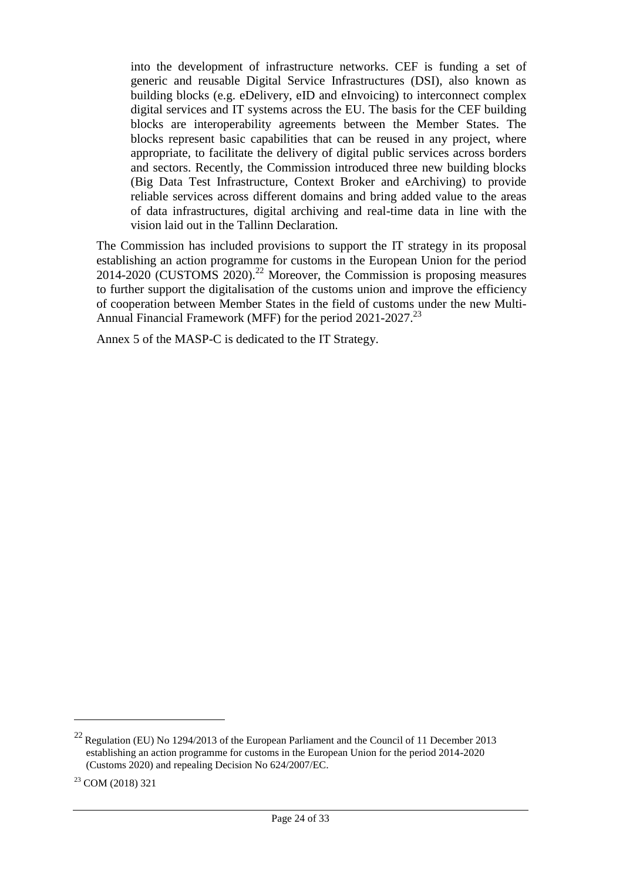into the development of infrastructure networks. CEF is funding a set of generic and reusable Digital Service Infrastructures (DSI), also known as building blocks (e.g. eDelivery, eID and eInvoicing) to interconnect complex digital services and IT systems across the EU. The basis for the CEF building blocks are interoperability agreements between the Member States. The blocks represent basic capabilities that can be reused in any project, where appropriate, to facilitate the delivery of digital public services across borders and sectors. Recently, the Commission introduced three new building blocks (Big Data Test Infrastructure, Context Broker and eArchiving) to provide reliable services across different domains and bring added value to the areas of data infrastructures, digital archiving and real-time data in line with the vision laid out in the Tallinn Declaration.

The Commission has included provisions to support the IT strategy in its proposal establishing an action programme for customs in the European Union for the period 2014-2020 (CUSTOMS 2020).[22] Moreover, the Commission is proposing measures to further support the digitalisation of the customs union and improve the efficiency of cooperation between Member States in the field of customs under the new Multi-Annual Financial Framework (MFF) for the period 2021-2027.[23]

Annex 5 of the MASP-C is dedicated to the IT Strategy.

---

[22] Regulation (EU) No 1294/2013 of the European Parliament and the Council of 11 December 2013 establishing an action programme for customs in the European Union for the period 2014-2020 (Customs 2020) and repealing Decision No 624/2007/EC.

[23] COM (2018) 321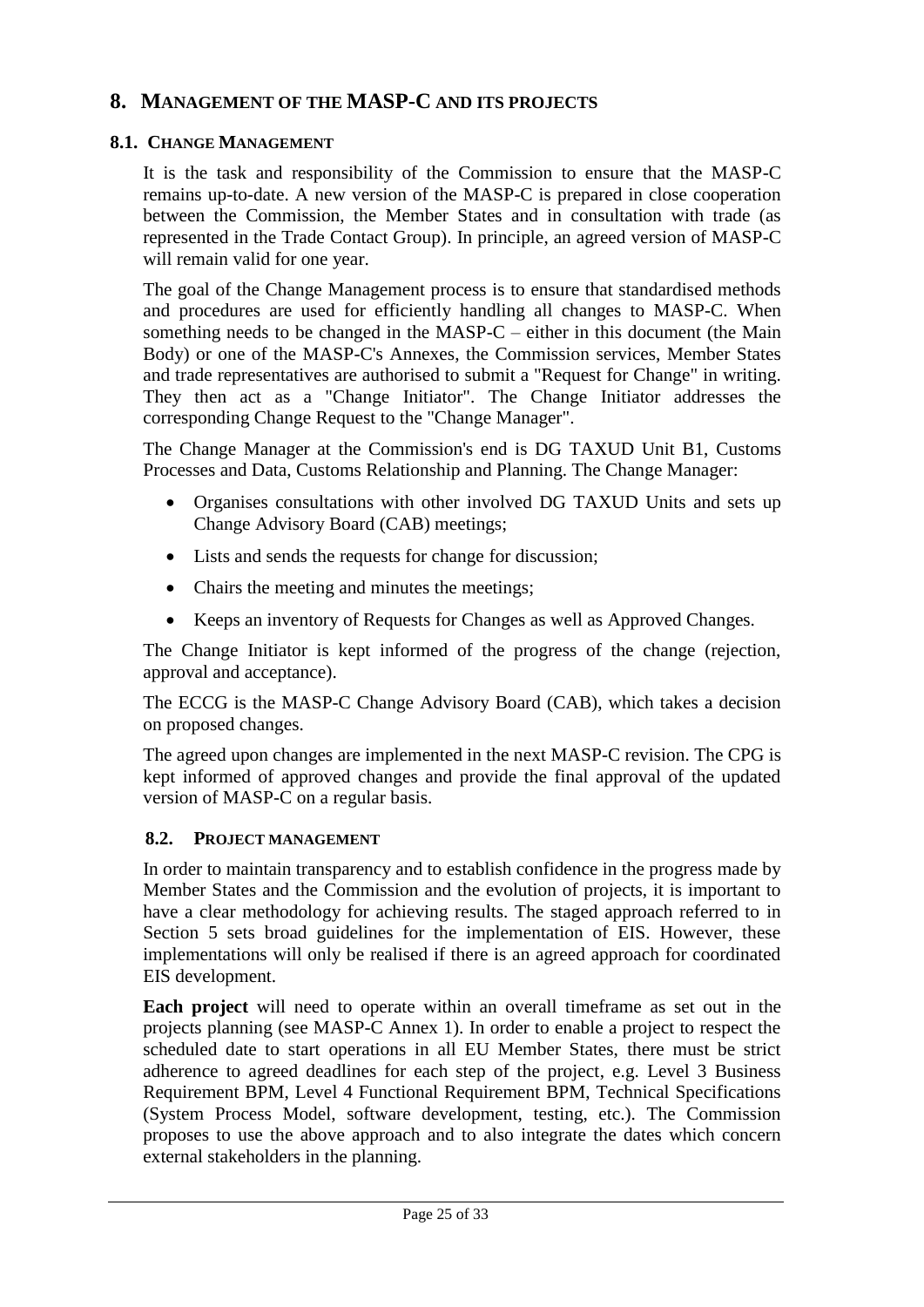# 8. Management of the MASP-C and its projects

## 8.1. Change Management

It is the task and responsibility of the Commission to ensure that the MASP-C remains up-to-date. A new version of the MASP-C is prepared in close cooperation between the Commission, the Member States and in consultation with trade (as represented in the Trade Contact Group). In principle, an agreed version of MASP-C will remain valid for one year.

The goal of the Change Management process is to ensure that standardised methods and procedures are used for efficiently handling all changes to MASP-C. When something needs to be changed in the MASP-C – either in this document (the Main Body) or one of the MASP-C's Annexes, the Commission services, Member States and trade representatives are authorised to submit a "Request for Change" in writing. They then act as a "Change Initiator". The Change Initiator addresses the corresponding Change Request to the "Change Manager".

The Change Manager at the Commission's end is DG TAXUD Unit B1, Customs Processes and Data, Customs Relationship and Planning. The Change Manager:

- Organises consultations with other involved DG TAXUD Units and sets up Change Advisory Board (CAB) meetings;
- Lists and sends the requests for change for discussion;
- Chairs the meeting and minutes the meetings;
- Keeps an inventory of Requests for Changes as well as Approved Changes.

The Change Initiator is kept informed of the progress of the change (rejection, approval and acceptance).

The ECCG is the MASP-C Change Advisory Board (CAB), which takes a decision on proposed changes.

The agreed upon changes are implemented in the next MASP-C revision. The CPG is kept informed of approved changes and provide the final approval of the updated version of MASP-C on a regular basis.

## 8.2. Project management

In order to maintain transparency and to establish confidence in the progress made by Member States and the Commission and the evolution of projects, it is important to have a clear methodology for achieving results. The staged approach referred to in Section 5 sets broad guidelines for the implementation of EIS. However, these implementations will only be realised if there is an agreed approach for coordinated EIS development.

**Each project** will need to operate within an overall timeframe as set out in the projects planning (see MASP-C Annex 1). In order to enable a project to respect the scheduled date to start operations in all EU Member States, there must be strict adherence to agreed deadlines for each step of the project, e.g. Level 3 Business Requirement BPM, Level 4 Functional Requirement BPM, Technical Specifications (System Process Model, software development, testing, etc.). The Commission proposes to use the above approach and to also integrate the dates which concern external stakeholders in the planning.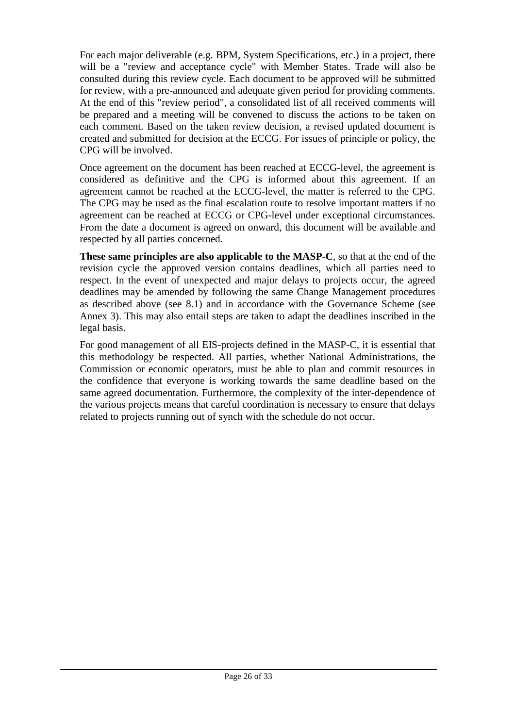For each major deliverable (e.g. BPM, System Specifications, etc.) in a project, there will be a "review and acceptance cycle" with Member States. Trade will also be consulted during this review cycle. Each document to be approved will be submitted for review, with a pre-announced and adequate given period for providing comments. At the end of this "review period", a consolidated list of all received comments will be prepared and a meeting will be convened to discuss the actions to be taken on each comment. Based on the taken review decision, a revised updated document is created and submitted for decision at the ECCG. For issues of principle or policy, the CPG will be involved.

Once agreement on the document has been reached at ECCG-level, the agreement is considered as definitive and the CPG is informed about this agreement. If an agreement cannot be reached at the ECCG-level, the matter is referred to the CPG. The CPG may be used as the final escalation route to resolve important matters if no agreement can be reached at ECCG or CPG-level under exceptional circumstances. From the date a document is agreed on onward, this document will be available and respected by all parties concerned.

**These same principles are also applicable to the MASP-C**, so that at the end of the revision cycle the approved version contains deadlines, which all parties need to respect. In the event of unexpected and major delays to projects occur, the agreed deadlines may be amended by following the same Change Management procedures as described above (see 8.1) and in accordance with the Governance Scheme (see Annex 3). This may also entail steps are taken to adapt the deadlines inscribed in the legal basis.

For good management of all EIS-projects defined in the MASP-C, it is essential that this methodology be respected. All parties, whether National Administrations, the Commission or economic operators, must be able to plan and commit resources in the confidence that everyone is working towards the same deadline based on the same agreed documentation. Furthermore, the complexity of the inter-dependence of the various projects means that careful coordination is necessary to ensure that delays related to projects running out of synch with the schedule do not occur.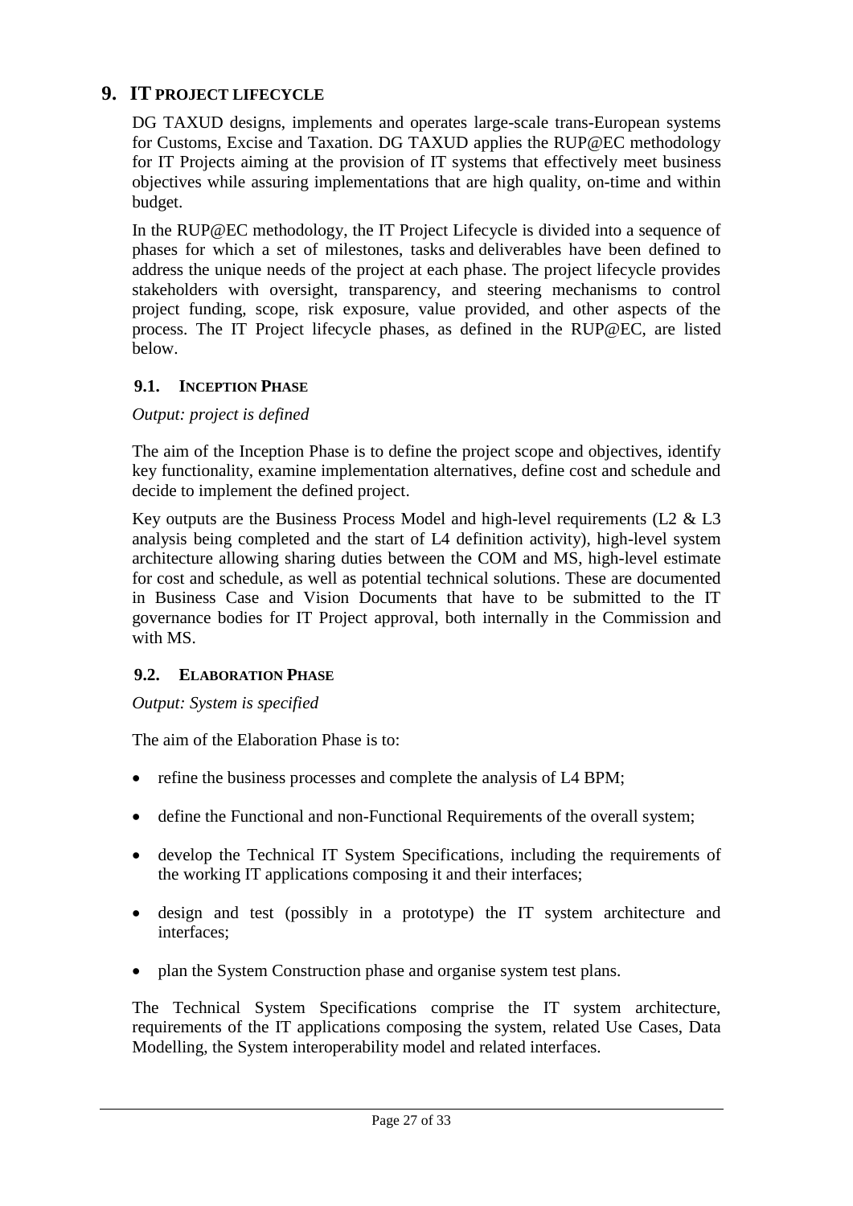# 9. IT PROJECT LIFECYCLE

DG TAXUD designs, implements and operates large-scale trans-European systems for Customs, Excise and Taxation. DG TAXUD applies the RUP@EC methodology for IT Projects aiming at the provision of IT systems that effectively meet business objectives while assuring implementations that are high quality, on-time and within budget.

In the RUP@EC methodology, the IT Project Lifecycle is divided into a sequence of phases for which a set of milestones, tasks and deliverables have been defined to address the unique needs of the project at each phase. The project lifecycle provides stakeholders with oversight, transparency, and steering mechanisms to control project funding, scope, risk exposure, value provided, and other aspects of the process. The IT Project lifecycle phases, as defined in the RUP@EC, are listed below.

## 9.1. INCEPTION PHASE

*Output: project is defined*

The aim of the Inception Phase is to define the project scope and objectives, identify key functionality, examine implementation alternatives, define cost and schedule and decide to implement the defined project.

Key outputs are the Business Process Model and high-level requirements (L2 & L3 analysis being completed and the start of L4 definition activity), high-level system architecture allowing sharing duties between the COM and MS, high-level estimate for cost and schedule, as well as potential technical solutions. These are documented in Business Case and Vision Documents that have to be submitted to the IT governance bodies for IT Project approval, both internally in the Commission and with MS.

## 9.2. ELABORATION PHASE

*Output: System is specified*

The aim of the Elaboration Phase is to:

- refine the business processes and complete the analysis of L4 BPM;
- define the Functional and non-Functional Requirements of the overall system;
- develop the Technical IT System Specifications, including the requirements of the working IT applications composing it and their interfaces;
- design and test (possibly in a prototype) the IT system architecture and interfaces;
- plan the System Construction phase and organise system test plans.

The Technical System Specifications comprise the IT system architecture, requirements of the IT applications composing the system, related Use Cases, Data Modelling, the System interoperability model and related interfaces.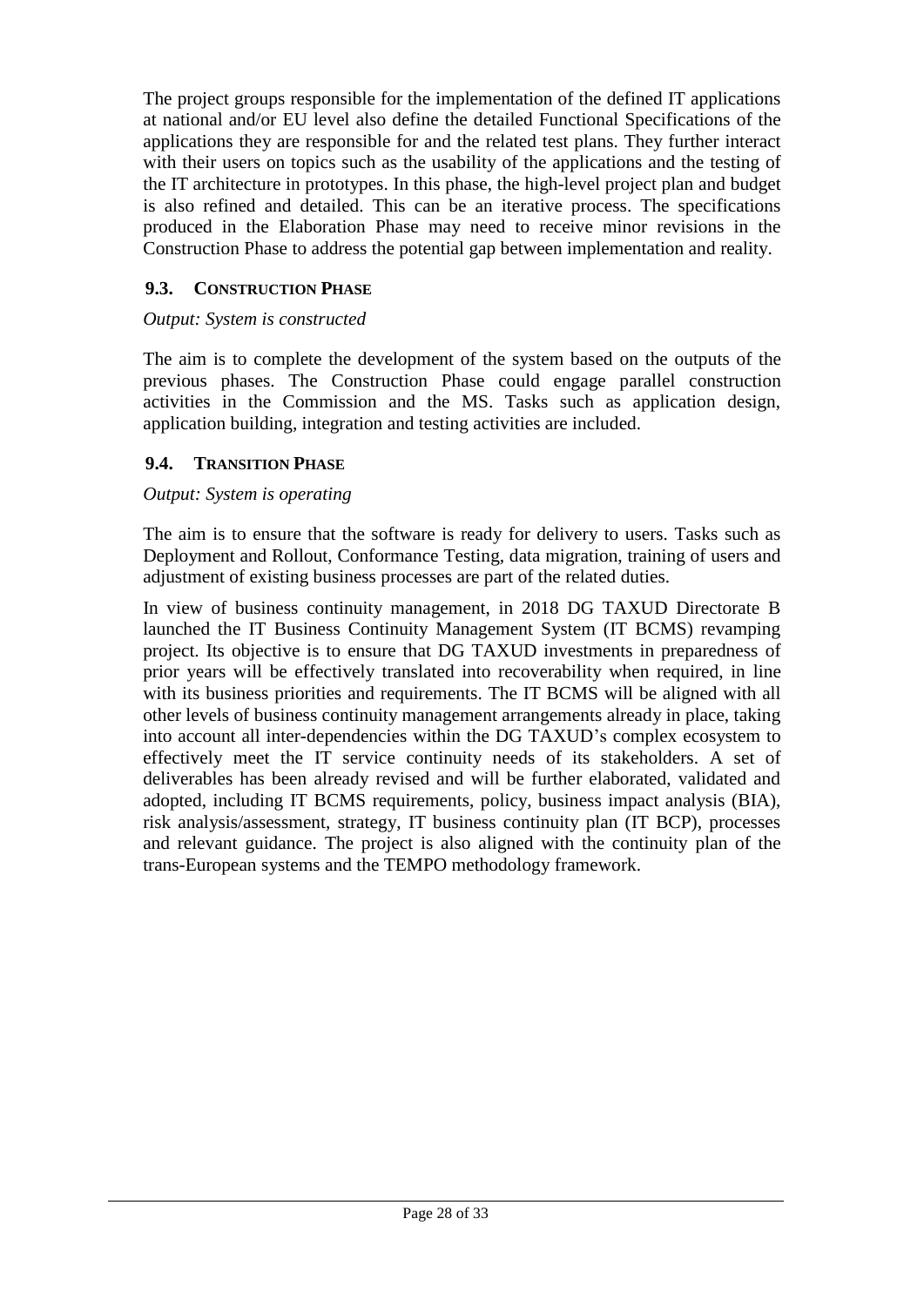The project groups responsible for the implementation of the defined IT applications at national and/or EU level also define the detailed Functional Specifications of the applications they are responsible for and the related test plans. They further interact with their users on topics such as the usability of the applications and the testing of the IT architecture in prototypes. In this phase, the high-level project plan and budget is also refined and detailed. This can be an iterative process. The specifications produced in the Elaboration Phase may need to receive minor revisions in the Construction Phase to address the potential gap between implementation and reality.

### 9.3. Construction Phase

*Output: System is constructed*

The aim is to complete the development of the system based on the outputs of the previous phases. The Construction Phase could engage parallel construction activities in the Commission and the MS. Tasks such as application design, application building, integration and testing activities are included.

### 9.4. Transition Phase

*Output: System is operating*

The aim is to ensure that the software is ready for delivery to users. Tasks such as Deployment and Rollout, Conformance Testing, data migration, training of users and adjustment of existing business processes are part of the related duties.

In view of business continuity management, in 2018 DG TAXUD Directorate B launched the IT Business Continuity Management System (IT BCMS) revamping project. Its objective is to ensure that DG TAXUD investments in preparedness of prior years will be effectively translated into recoverability when required, in line with its business priorities and requirements. The IT BCMS will be aligned with all other levels of business continuity management arrangements already in place, taking into account all inter-dependencies within the DG TAXUD's complex ecosystem to effectively meet the IT service continuity needs of its stakeholders. A set of deliverables has been already revised and will be further elaborated, validated and adopted, including IT BCMS requirements, policy, business impact analysis (BIA), risk analysis/assessment, strategy, IT business continuity plan (IT BCP), processes and relevant guidance. The project is also aligned with the continuity plan of the trans-European systems and the TEMPO methodology framework.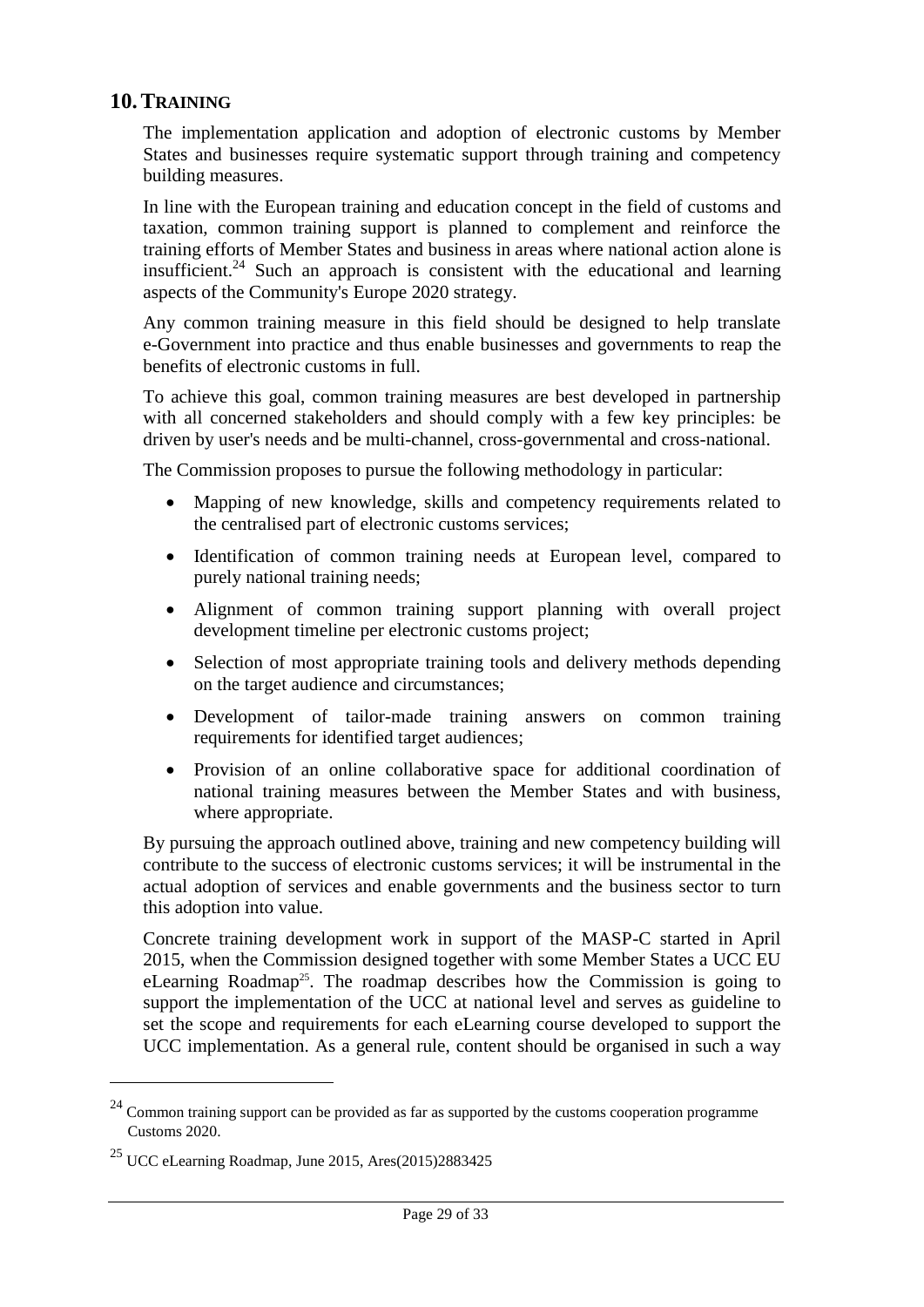## 10. TRAINING

The implementation application and adoption of electronic customs by Member States and businesses require systematic support through training and competency building measures.

In line with the European training and education concept in the field of customs and taxation, common training support is planned to complement and reinforce the training efforts of Member States and business in areas where national action alone is insufficient.[24] Such an approach is consistent with the educational and learning aspects of the Community's Europe 2020 strategy.

Any common training measure in this field should be designed to help translate e-Government into practice and thus enable businesses and governments to reap the benefits of electronic customs in full.

To achieve this goal, common training measures are best developed in partnership with all concerned stakeholders and should comply with a few key principles: be driven by user's needs and be multi-channel, cross-governmental and cross-national.

The Commission proposes to pursue the following methodology in particular:

- Mapping of new knowledge, skills and competency requirements related to the centralised part of electronic customs services;
- Identification of common training needs at European level, compared to purely national training needs;
- Alignment of common training support planning with overall project development timeline per electronic customs project;
- Selection of most appropriate training tools and delivery methods depending on the target audience and circumstances;
- Development of tailor-made training answers on common training requirements for identified target audiences;
- Provision of an online collaborative space for additional coordination of national training measures between the Member States and with business, where appropriate.

By pursuing the approach outlined above, training and new competency building will contribute to the success of electronic customs services; it will be instrumental in the actual adoption of services and enable governments and the business sector to turn this adoption into value.

Concrete training development work in support of the MASP-C started in April 2015, when the Commission designed together with some Member States a UCC EU eLearning Roadmap[25]. The roadmap describes how the Commission is going to support the implementation of the UCC at national level and serves as guideline to set the scope and requirements for each eLearning course developed to support the UCC implementation. As a general rule, content should be organised in such a way

---

[24] Common training support can be provided as far as supported by the customs cooperation programme Customs 2020.

[25] UCC eLearning Roadmap, June 2015, Ares(2015)2883425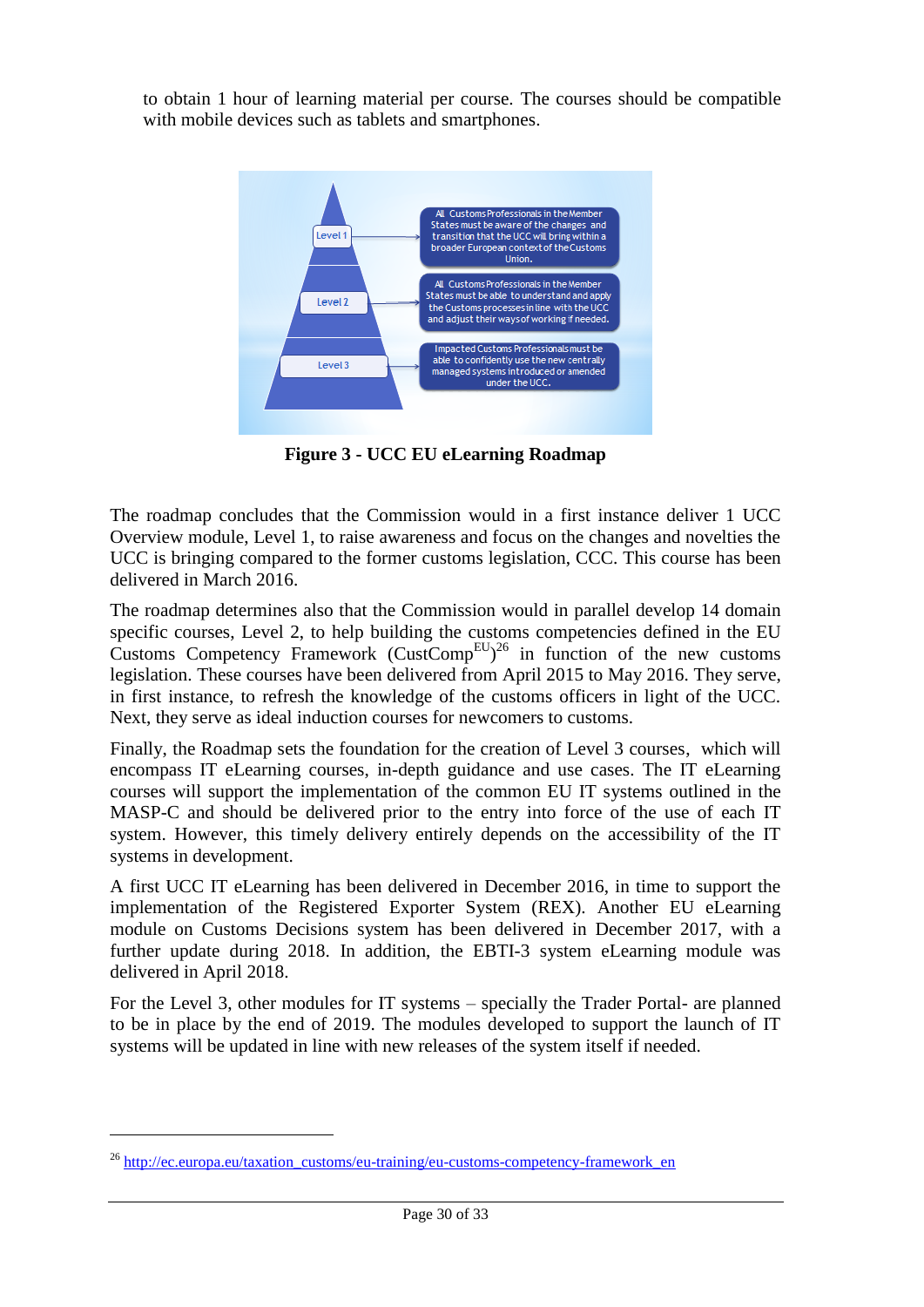to obtain 1 hour of learning material per course. The courses should be compatible with mobile devices such as tablets and smartphones.

**Figure 3 - UCC EU eLearning Roadmap**

The roadmap concludes that the Commission would in a first instance deliver 1 UCC Overview module, Level 1, to raise awareness and focus on the changes and novelties the UCC is bringing compared to the former customs legislation, CCC. This course has been delivered in March 2016.

The roadmap determines also that the Commission would in parallel develop 14 domain specific courses, Level 2, to help building the customs competencies defined in the EU Customs Competency Framework (CustComp$^{EU}$)[26] in function of the new customs legislation. These courses have been delivered from April 2015 to May 2016. They serve, in first instance, to refresh the knowledge of the customs officers in light of the UCC. Next, they serve as ideal induction courses for newcomers to customs.

Finally, the Roadmap sets the foundation for the creation of Level 3 courses, which will encompass IT eLearning courses, in-depth guidance and use cases. The IT eLearning courses will support the implementation of the common EU IT systems outlined in the MASP-C and should be delivered prior to the entry into force of the use of each IT system. However, this timely delivery entirely depends on the accessibility of the IT systems in development.

A first UCC IT eLearning has been delivered in December 2016, in time to support the implementation of the Registered Exporter System (REX). Another EU eLearning module on Customs Decisions system has been delivered in December 2017, with a further update during 2018. In addition, the EBTI-3 system eLearning module was delivered in April 2018.

For the Level 3, other modules for IT systems – specially the Trader Portal- are planned to be in place by the end of 2019. The modules developed to support the launch of IT systems will be updated in line with new releases of the system itself if needed.

[26] http://ec.europa.eu/taxation_customs/eu-training/eu-customs-competency-framework_en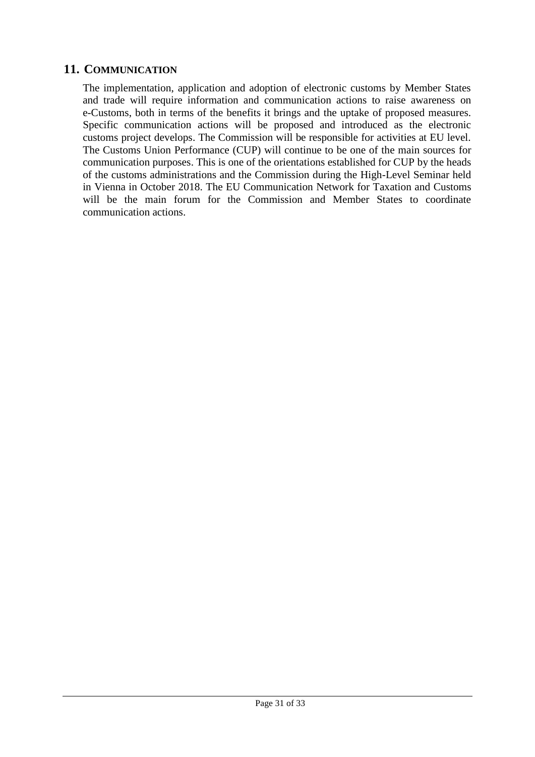## 11. COMMUNICATION

The implementation, application and adoption of electronic customs by Member States and trade will require information and communication actions to raise awareness on e-Customs, both in terms of the benefits it brings and the uptake of proposed measures. Specific communication actions will be proposed and introduced as the electronic customs project develops. The Commission will be responsible for activities at EU level. The Customs Union Performance (CUP) will continue to be one of the main sources for communication purposes. This is one of the orientations established for CUP by the heads of the customs administrations and the Commission during the High-Level Seminar held in Vienna in October 2018. The EU Communication Network for Taxation and Customs will be the main forum for the Commission and Member States to coordinate communication actions.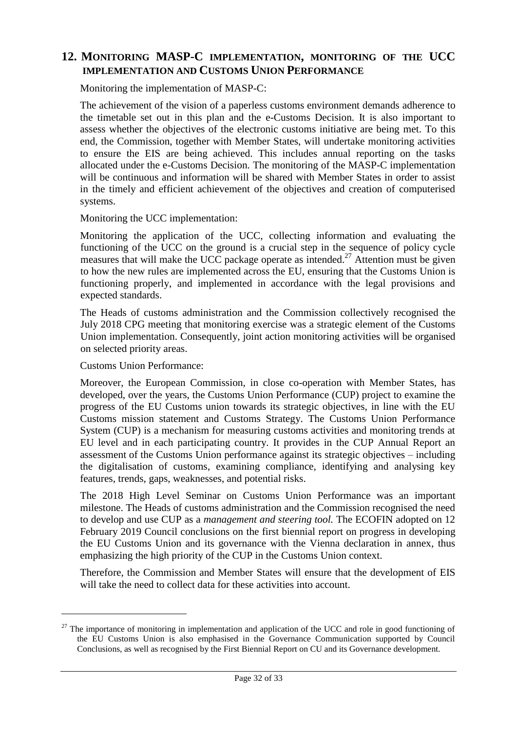## 12. Monitoring MASP-C implementation, monitoring of the UCC implementation and Customs Union Performance

Monitoring the implementation of MASP-C:

The achievement of the vision of a paperless customs environment demands adherence to the timetable set out in this plan and the e-Customs Decision. It is also important to assess whether the objectives of the electronic customs initiative are being met. To this end, the Commission, together with Member States, will undertake monitoring activities to ensure the EIS are being achieved. This includes annual reporting on the tasks allocated under the e-Customs Decision. The monitoring of the MASP-C implementation will be continuous and information will be shared with Member States in order to assist in the timely and efficient achievement of the objectives and creation of computerised systems.

Monitoring the UCC implementation:

Monitoring the application of the UCC, collecting information and evaluating the functioning of the UCC on the ground is a crucial step in the sequence of policy cycle measures that will make the UCC package operate as intended.[27] Attention must be given to how the new rules are implemented across the EU, ensuring that the Customs Union is functioning properly, and implemented in accordance with the legal provisions and expected standards.

The Heads of customs administration and the Commission collectively recognised the July 2018 CPG meeting that monitoring exercise was a strategic element of the Customs Union implementation. Consequently, joint action monitoring activities will be organised on selected priority areas.

Customs Union Performance:

Moreover, the European Commission, in close co-operation with Member States, has developed, over the years, the Customs Union Performance (CUP) project to examine the progress of the EU Customs union towards its strategic objectives, in line with the EU Customs mission statement and Customs Strategy. The Customs Union Performance System (CUP) is a mechanism for measuring customs activities and monitoring trends at EU level and in each participating country. It provides in the CUP Annual Report an assessment of the Customs Union performance against its strategic objectives – including the digitalisation of customs, examining compliance, identifying and analysing key features, trends, gaps, weaknesses, and potential risks.

The 2018 High Level Seminar on Customs Union Performance was an important milestone. The Heads of customs administration and the Commission recognised the need to develop and use CUP as a *management and steering tool.* The ECOFIN adopted on 12 February 2019 Council conclusions on the first biennial report on progress in developing the EU Customs Union and its governance with the Vienna declaration in annex, thus emphasizing the high priority of the CUP in the Customs Union context.

Therefore, the Commission and Member States will ensure that the development of EIS will take the need to collect data for these activities into account.

---

[27] The importance of monitoring in implementation and application of the UCC and role in good functioning of the EU Customs Union is also emphasised in the Governance Communication supported by Council Conclusions, as well as recognised by the First Biennial Report on CU and its Governance development.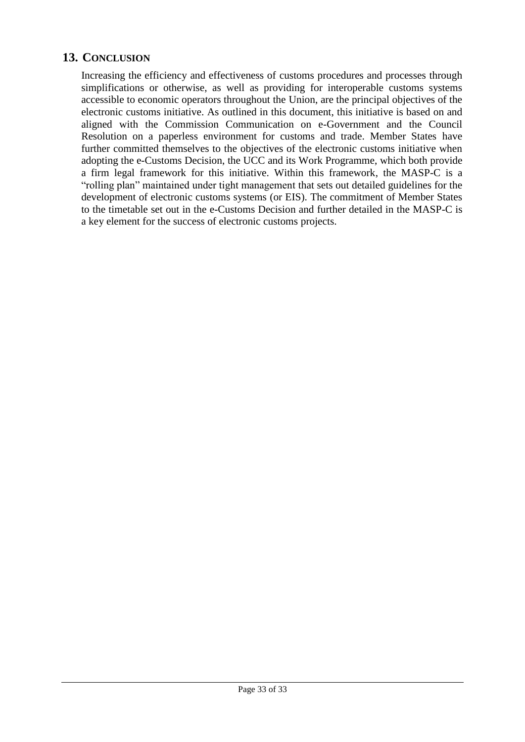## 13. CONCLUSION

Increasing the efficiency and effectiveness of customs procedures and processes through simplifications or otherwise, as well as providing for interoperable customs systems accessible to economic operators throughout the Union, are the principal objectives of the electronic customs initiative. As outlined in this document, this initiative is based on and aligned with the Commission Communication on e-Government and the Council Resolution on a paperless environment for customs and trade. Member States have further committed themselves to the objectives of the electronic customs initiative when adopting the e-Customs Decision, the UCC and its Work Programme, which both provide a firm legal framework for this initiative. Within this framework, the MASP-C is a "rolling plan" maintained under tight management that sets out detailed guidelines for the development of electronic customs systems (or EIS). The commitment of Member States to the timetable set out in the e-Customs Decision and further detailed in the MASP-C is a key element for the success of electronic customs projects.